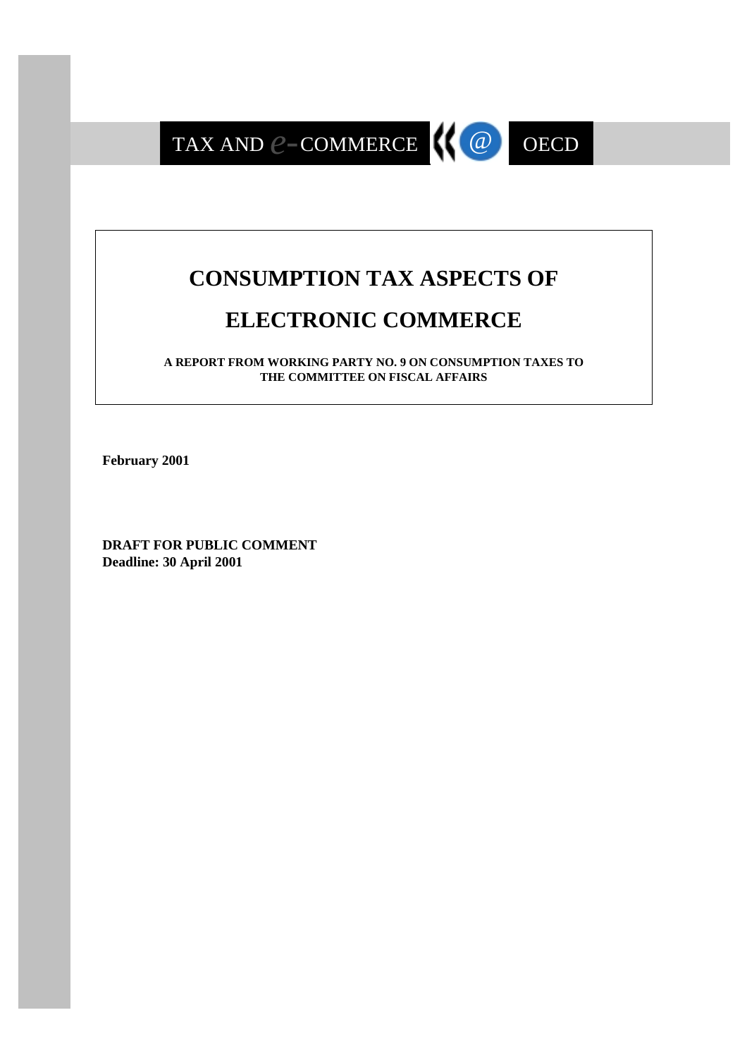TAX AND e-COMMERCE OECD

# CONSUMPTION TAX ASPECTS OF ELECTRONIC COMMERCE

**A REPORT FROM WORKING PARTY NO. 9 ON CONSUMPTION TAXES TO THE COMMITTEE ON FISCAL AFFAIRS**

**February 2001**

**DRAFT FOR PUBLIC COMMENT**
**Deadline: 30 April 2001**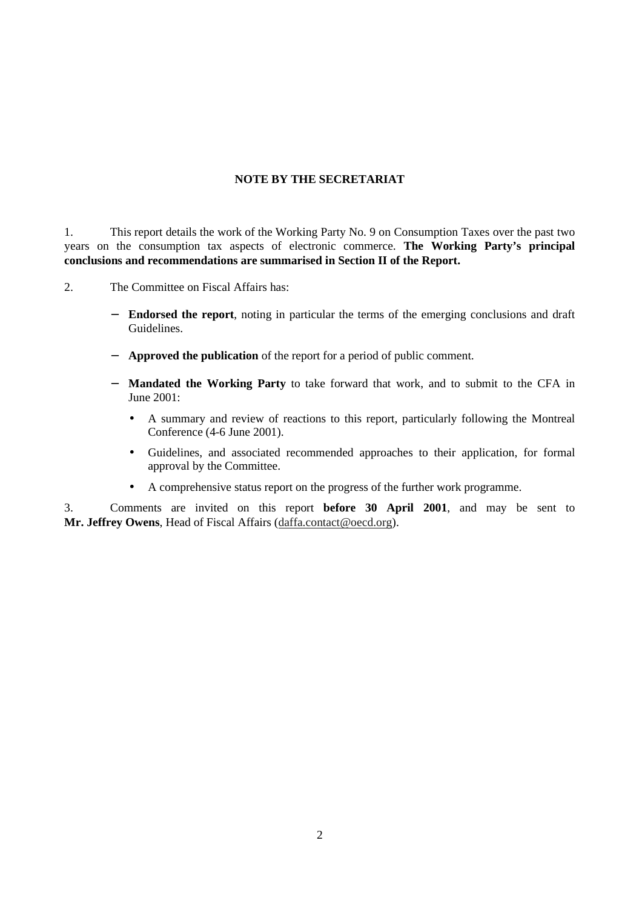## NOTE BY THE SECRETARIAT

1. This report details the work of the Working Party No. 9 on Consumption Taxes over the past two years on the consumption tax aspects of electronic commerce. **The Working Party's principal conclusions and recommendations are summarised in Section II of the Report.**

2. The Committee on Fiscal Affairs has:

   - **Endorsed the report**, noting in particular the terms of the emerging conclusions and draft Guidelines.

   - **Approved the publication** of the report for a period of public comment.

   - **Mandated the Working Party** to take forward that work, and to submit to the CFA in June 2001:

     - A summary and review of reactions to this report, particularly following the Montreal Conference (4-6 June 2001).

     - Guidelines, and associated recommended approaches to their application, for formal approval by the Committee.

     - A comprehensive status report on the progress of the further work programme.

3. Comments are invited on this report **before 30 April 2001**, and may be sent to **Mr. Jeffrey Owens**, Head of Fiscal Affairs (daffa.contact@oecd.org).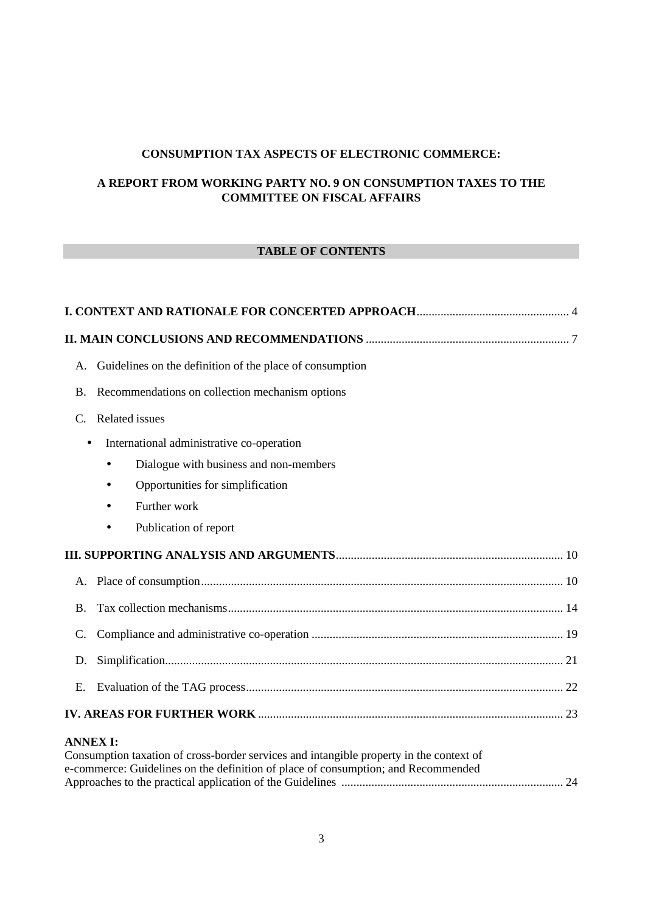**CONSUMPTION TAX ASPECTS OF ELECTRONIC COMMERCE:**

**A REPORT FROM WORKING PARTY NO. 9 ON CONSUMPTION TAXES TO THE COMMITTEE ON FISCAL AFFAIRS**

## TABLE OF CONTENTS

**I. CONTEXT AND RATIONALE FOR CONCERTED APPROACH** .................................................. 4

**II. MAIN CONCLUSIONS AND RECOMMENDATIONS** .................................................................. 7

- A. Guidelines on the definition of the place of consumption
- B. Recommendations on collection mechanism options
- C. Related issues
  - International administrative co-operation
    - Dialogue with business and non-members
    - Opportunities for simplification
    - Further work
    - Publication of report

**III. SUPPORTING ANALYSIS AND ARGUMENTS** ........................................................................... 10

- A. Place of consumption ....................................................................................................................... 10
- B. Tax collection mechanisms ............................................................................................................... 14
- C. Compliance and administrative co-operation ................................................................................... 19
- D. Simplification.................................................................................................................................... 21
- E. Evaluation of the TAG process .......................................................................................................... 22

**IV. AREAS FOR FURTHER WORK** ..................................................................................................... 23

**ANNEX I:**
Consumption taxation of cross-border services and intangible property in the context of e-commerce: Guidelines on the definition of place of consumption; and Recommended Approaches to the practical application of the Guidelines ......................................................................... 24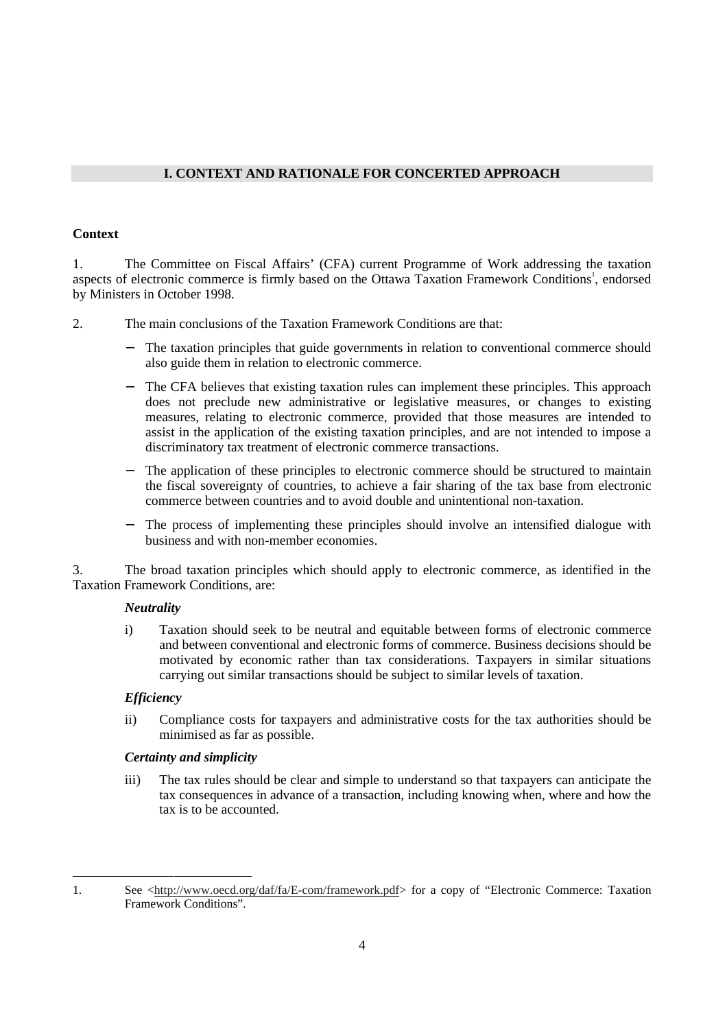## I. CONTEXT AND RATIONALE FOR CONCERTED APPROACH

### Context

1. The Committee on Fiscal Affairs' (CFA) current Programme of Work addressing the taxation aspects of electronic commerce is firmly based on the Ottawa Taxation Framework Conditions[1], endorsed by Ministers in October 1998.

2. The main conclusions of the Taxation Framework Conditions are that:

- The taxation principles that guide governments in relation to conventional commerce should also guide them in relation to electronic commerce.
- The CFA believes that existing taxation rules can implement these principles. This approach does not preclude new administrative or legislative measures, or changes to existing measures, relating to electronic commerce, provided that those measures are intended to assist in the application of the existing taxation principles, and are not intended to impose a discriminatory tax treatment of electronic commerce transactions.
- The application of these principles to electronic commerce should be structured to maintain the fiscal sovereignty of countries, to achieve a fair sharing of the tax base from electronic commerce between countries and to avoid double and unintentional non-taxation.
- The process of implementing these principles should involve an intensified dialogue with business and with non-member economies.

3. The broad taxation principles which should apply to electronic commerce, as identified in the Taxation Framework Conditions, are:

***Neutrality***

i) Taxation should seek to be neutral and equitable between forms of electronic commerce and between conventional and electronic forms of commerce. Business decisions should be motivated by economic rather than tax considerations. Taxpayers in similar situations carrying out similar transactions should be subject to similar levels of taxation.

***Efficiency***

ii) Compliance costs for taxpayers and administrative costs for the tax authorities should be minimised as far as possible.

***Certainty and simplicity***

iii) The tax rules should be clear and simple to understand so that taxpayers can anticipate the tax consequences in advance of a transaction, including knowing when, where and how the tax is to be accounted.

---

1. See <http://www.oecd.org/daf/fa/E-com/framework.pdf> for a copy of "Electronic Commerce: Taxation Framework Conditions".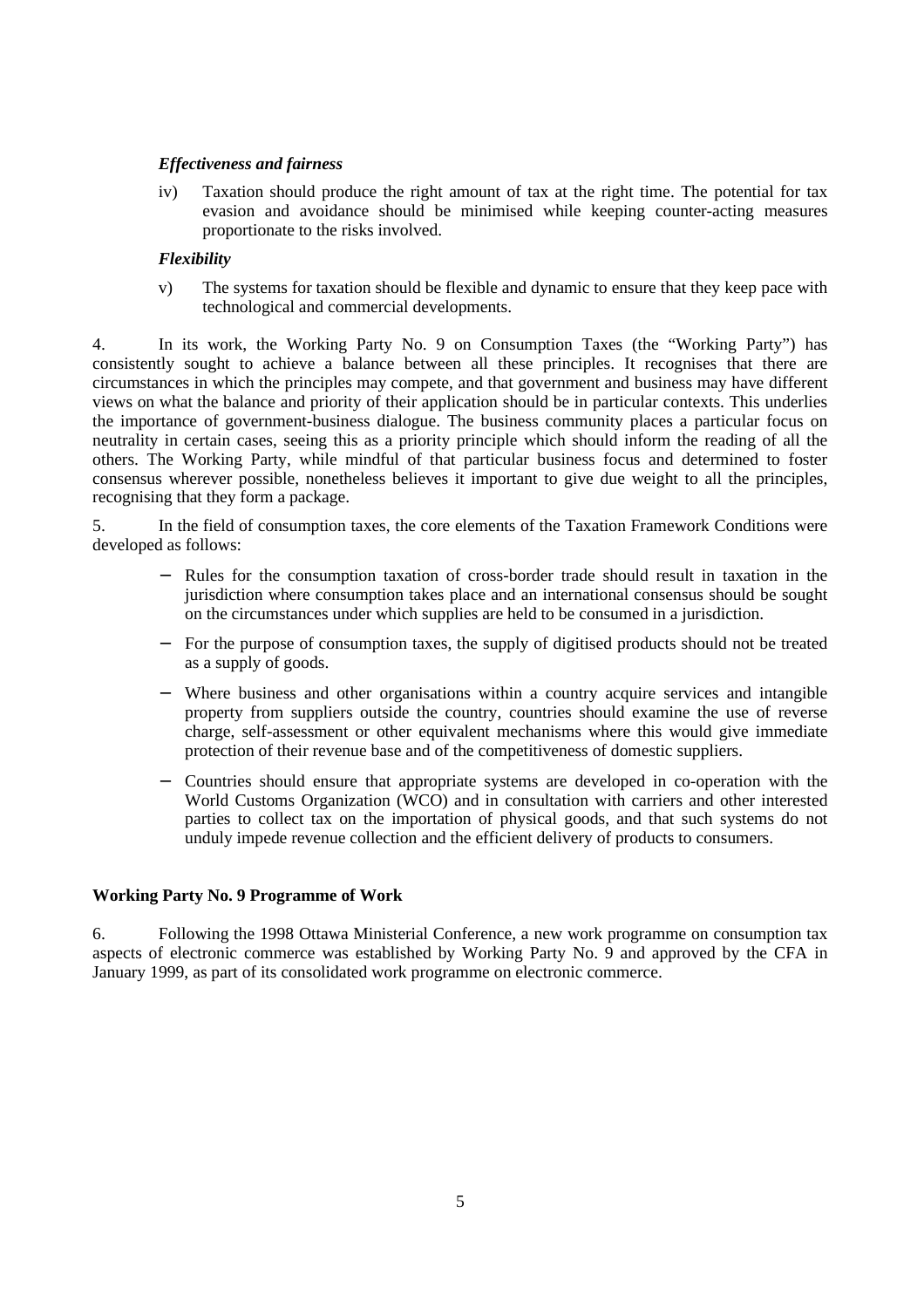*Effectiveness and fairness*

iv) Taxation should produce the right amount of tax at the right time. The potential for tax evasion and avoidance should be minimised while keeping counter-acting measures proportionate to the risks involved.

*Flexibility*

v) The systems for taxation should be flexible and dynamic to ensure that they keep pace with technological and commercial developments.

4. In its work, the Working Party No. 9 on Consumption Taxes (the "Working Party") has consistently sought to achieve a balance between all these principles. It recognises that there are circumstances in which the principles may compete, and that government and business may have different views on what the balance and priority of their application should be in particular contexts. This underlies the importance of government-business dialogue. The business community places a particular focus on neutrality in certain cases, seeing this as a priority principle which should inform the reading of all the others. The Working Party, while mindful of that particular business focus and determined to foster consensus wherever possible, nonetheless believes it important to give due weight to all the principles, recognising that they form a package.

5. In the field of consumption taxes, the core elements of the Taxation Framework Conditions were developed as follows:

- Rules for the consumption taxation of cross-border trade should result in taxation in the jurisdiction where consumption takes place and an international consensus should be sought on the circumstances under which supplies are held to be consumed in a jurisdiction.
- For the purpose of consumption taxes, the supply of digitised products should not be treated as a supply of goods.
- Where business and other organisations within a country acquire services and intangible property from suppliers outside the country, countries should examine the use of reverse charge, self-assessment or other equivalent mechanisms where this would give immediate protection of their revenue base and of the competitiveness of domestic suppliers.
- Countries should ensure that appropriate systems are developed in co-operation with the World Customs Organization (WCO) and in consultation with carriers and other interested parties to collect tax on the importation of physical goods, and that such systems do not unduly impede revenue collection and the efficient delivery of products to consumers.

**Working Party No. 9 Programme of Work**

6. Following the 1998 Ottawa Ministerial Conference, a new work programme on consumption tax aspects of electronic commerce was established by Working Party No. 9 and approved by the CFA in January 1999, as part of its consolidated work programme on electronic commerce.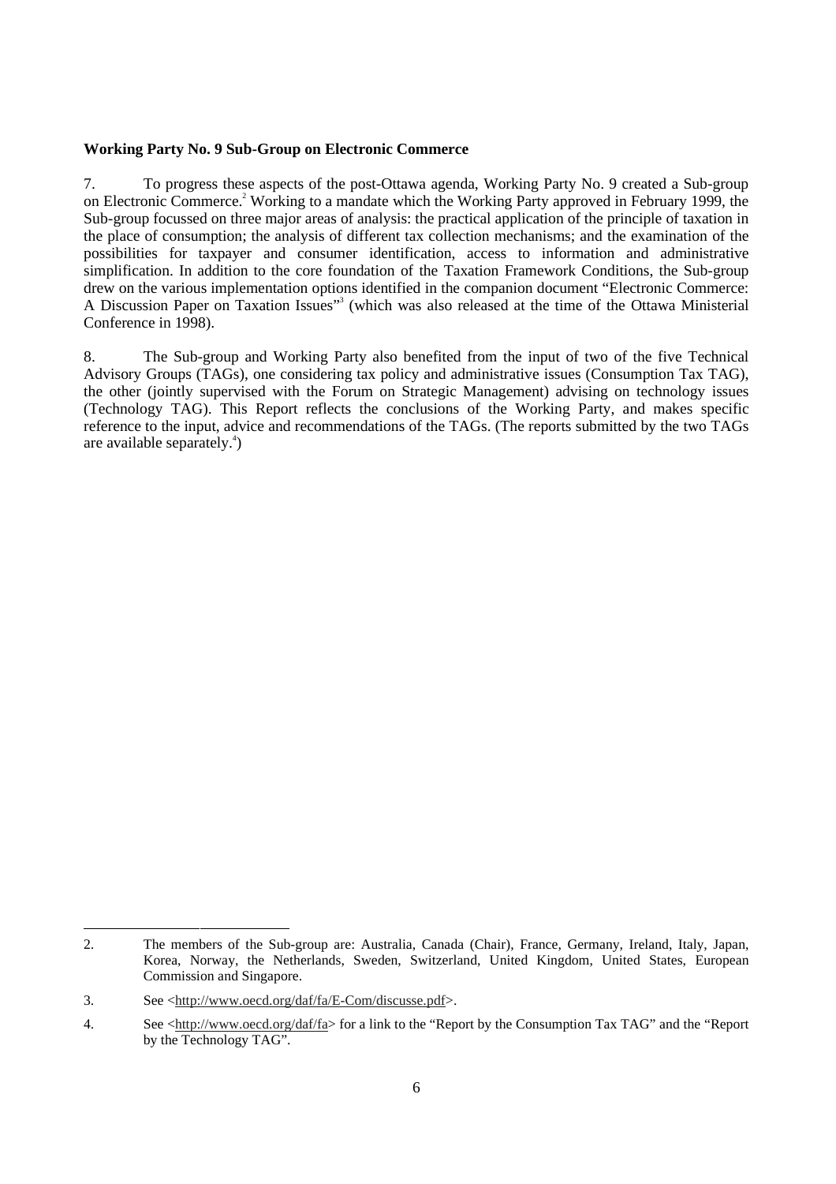**Working Party No. 9 Sub-Group on Electronic Commerce**

7. To progress these aspects of the post-Ottawa agenda, Working Party No. 9 created a Sub-group on Electronic Commerce.[2] Working to a mandate which the Working Party approved in February 1999, the Sub-group focussed on three major areas of analysis: the practical application of the principle of taxation in the place of consumption; the analysis of different tax collection mechanisms; and the examination of the possibilities for taxpayer and consumer identification, access to information and administrative simplification. In addition to the core foundation of the Taxation Framework Conditions, the Sub-group drew on the various implementation options identified in the companion document "Electronic Commerce: A Discussion Paper on Taxation Issues"[3] (which was also released at the time of the Ottawa Ministerial Conference in 1998).

8. The Sub-group and Working Party also benefited from the input of two of the five Technical Advisory Groups (TAGs), one considering tax policy and administrative issues (Consumption Tax TAG), the other (jointly supervised with the Forum on Strategic Management) advising on technology issues (Technology TAG). This Report reflects the conclusions of the Working Party, and makes specific reference to the input, advice and recommendations of the TAGs. (The reports submitted by the two TAGs are available separately.[4])

---

2. The members of the Sub-group are: Australia, Canada (Chair), France, Germany, Ireland, Italy, Japan, Korea, Norway, the Netherlands, Sweden, Switzerland, United Kingdom, United States, European Commission and Singapore.

3. See <http://www.oecd.org/daf/fa/E-Com/discusse.pdf>.

4. See <http://www.oecd.org/daf/fa> for a link to the "Report by the Consumption Tax TAG" and the "Report by the Technology TAG".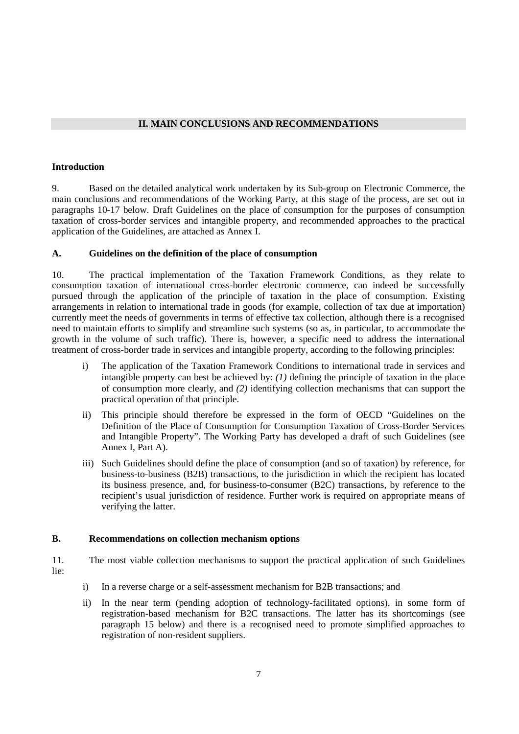## II. MAIN CONCLUSIONS AND RECOMMENDATIONS

### Introduction

9. Based on the detailed analytical work undertaken by its Sub-group on Electronic Commerce, the main conclusions and recommendations of the Working Party, at this stage of the process, are set out in paragraphs 10-17 below. Draft Guidelines on the place of consumption for the purposes of consumption taxation of cross-border services and intangible property, and recommended approaches to the practical application of the Guidelines, are attached as Annex I.

### A. Guidelines on the definition of the place of consumption

10. The practical implementation of the Taxation Framework Conditions, as they relate to consumption taxation of international cross-border electronic commerce, can indeed be successfully pursued through the application of the principle of taxation in the place of consumption. Existing arrangements in relation to international trade in goods (for example, collection of tax due at importation) currently meet the needs of governments in terms of effective tax collection, although there is a recognised need to maintain efforts to simplify and streamline such systems (so as, in particular, to accommodate the growth in the volume of such traffic). There is, however, a specific need to address the international treatment of cross-border trade in services and intangible property, according to the following principles:

i) The application of the Taxation Framework Conditions to international trade in services and intangible property can best be achieved by: *(1)* defining the principle of taxation in the place of consumption more clearly, and *(2)* identifying collection mechanisms that can support the practical operation of that principle.

ii) This principle should therefore be expressed in the form of OECD "Guidelines on the Definition of the Place of Consumption for Consumption Taxation of Cross-Border Services and Intangible Property". The Working Party has developed a draft of such Guidelines (see Annex I, Part A).

iii) Such Guidelines should define the place of consumption (and so of taxation) by reference, for business-to-business (B2B) transactions, to the jurisdiction in which the recipient has located its business presence, and, for business-to-consumer (B2C) transactions, by reference to the recipient's usual jurisdiction of residence. Further work is required on appropriate means of verifying the latter.

### B. Recommendations on collection mechanism options

11. The most viable collection mechanisms to support the practical application of such Guidelines lie:

i) In a reverse charge or a self-assessment mechanism for B2B transactions; and

ii) In the near term (pending adoption of technology-facilitated options), in some form of registration-based mechanism for B2C transactions. The latter has its shortcomings (see paragraph 15 below) and there is a recognised need to promote simplified approaches to registration of non-resident suppliers.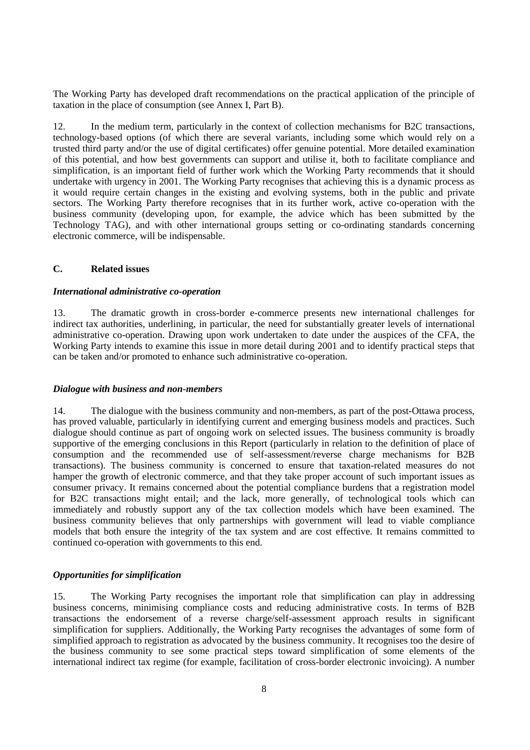The Working Party has developed draft recommendations on the practical application of the principle of taxation in the place of consumption (see Annex I, Part B).

12. In the medium term, particularly in the context of collection mechanisms for B2C transactions, technology-based options (of which there are several variants, including some which would rely on a trusted third party and/or the use of digital certificates) offer genuine potential. More detailed examination of this potential, and how best governments can support and utilise it, both to facilitate compliance and simplification, is an important field of further work which the Working Party recommends that it should undertake with urgency in 2001. The Working Party recognises that achieving this is a dynamic process as it would require certain changes in the existing and evolving systems, both in the public and private sectors. The Working Party therefore recognises that in its further work, active co-operation with the business community (developing upon, for example, the advice which has been submitted by the Technology TAG), and with other international groups setting or co-ordinating standards concerning electronic commerce, will be indispensable.

### C. Related issues

***International administrative co-operation***

13. The dramatic growth in cross-border e-commerce presents new international challenges for indirect tax authorities, underlining, in particular, the need for substantially greater levels of international administrative co-operation. Drawing upon work undertaken to date under the auspices of the CFA, the Working Party intends to examine this issue in more detail during 2001 and to identify practical steps that can be taken and/or promoted to enhance such administrative co-operation.

***Dialogue with business and non-members***

14. The dialogue with the business community and non-members, as part of the post-Ottawa process, has proved valuable, particularly in identifying current and emerging business models and practices. Such dialogue should continue as part of ongoing work on selected issues. The business community is broadly supportive of the emerging conclusions in this Report (particularly in relation to the definition of place of consumption and the recommended use of self-assessment/reverse charge mechanisms for B2B transactions). The business community is concerned to ensure that taxation-related measures do not hamper the growth of electronic commerce, and that they take proper account of such important issues as consumer privacy. It remains concerned about the potential compliance burdens that a registration model for B2C transactions might entail; and the lack, more generally, of technological tools which can immediately and robustly support any of the tax collection models which have been examined. The business community believes that only partnerships with government will lead to viable compliance models that both ensure the integrity of the tax system and are cost effective. It remains committed to continued co-operation with governments to this end.

***Opportunities for simplification***

15. The Working Party recognises the important role that simplification can play in addressing business concerns, minimising compliance costs and reducing administrative costs. In terms of B2B transactions the endorsement of a reverse charge/self-assessment approach results in significant simplification for suppliers. Additionally, the Working Party recognises the advantages of some form of simplified approach to registration as advocated by the business community. It recognises too the desire of the business community to see some practical steps toward simplification of some elements of the international indirect tax regime (for example, facilitation of cross-border electronic invoicing). A number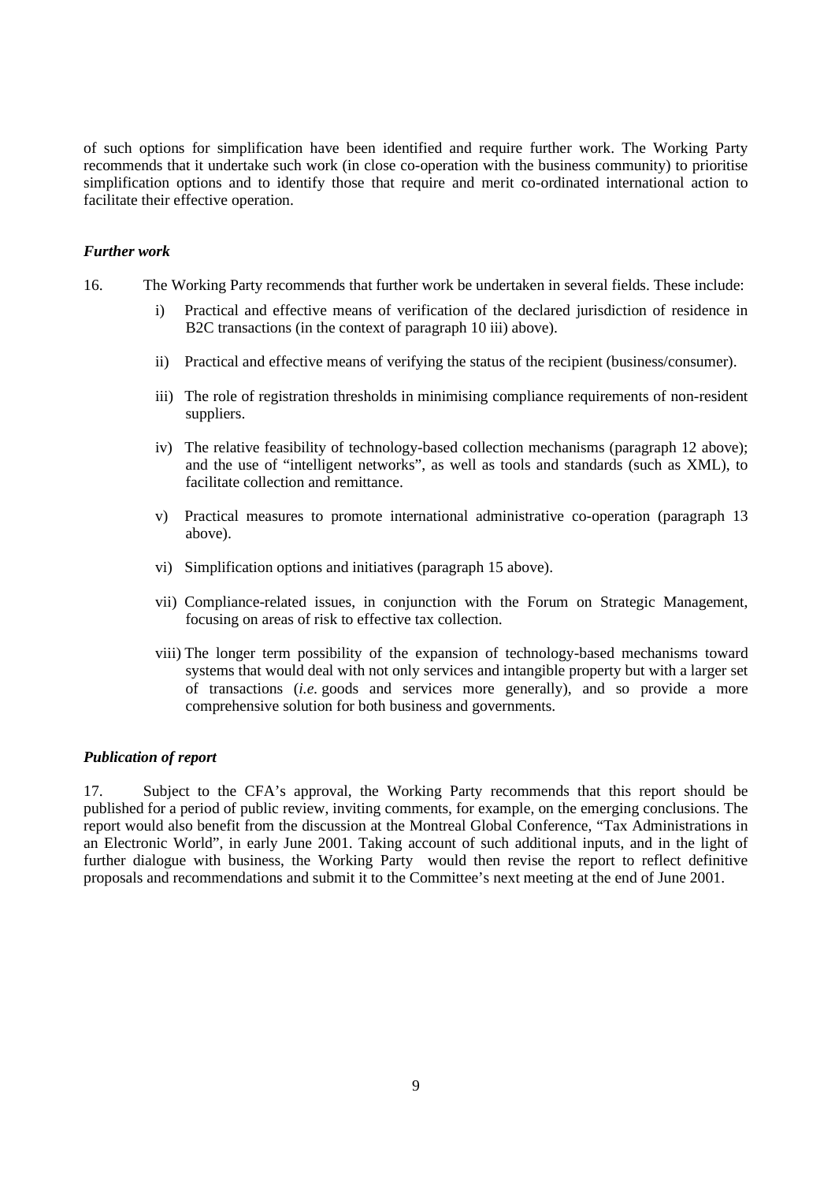of such options for simplification have been identified and require further work. The Working Party recommends that it undertake such work (in close co-operation with the business community) to prioritise simplification options and to identify those that require and merit co-ordinated international action to facilitate their effective operation.

### *Further work*

16. The Working Party recommends that further work be undertaken in several fields. These include:

i) Practical and effective means of verification of the declared jurisdiction of residence in B2C transactions (in the context of paragraph 10 iii) above).

ii) Practical and effective means of verifying the status of the recipient (business/consumer).

iii) The role of registration thresholds in minimising compliance requirements of non-resident suppliers.

iv) The relative feasibility of technology-based collection mechanisms (paragraph 12 above); and the use of "intelligent networks", as well as tools and standards (such as XML), to facilitate collection and remittance.

v) Practical measures to promote international administrative co-operation (paragraph 13 above).

vi) Simplification options and initiatives (paragraph 15 above).

vii) Compliance-related issues, in conjunction with the Forum on Strategic Management, focusing on areas of risk to effective tax collection.

viii) The longer term possibility of the expansion of technology-based mechanisms toward systems that would deal with not only services and intangible property but with a larger set of transactions (*i.e.* goods and services more generally), and so provide a more comprehensive solution for both business and governments.

### *Publication of report*

17. Subject to the CFA's approval, the Working Party recommends that this report should be published for a period of public review, inviting comments, for example, on the emerging conclusions. The report would also benefit from the discussion at the Montreal Global Conference, "Tax Administrations in an Electronic World", in early June 2001. Taking account of such additional inputs, and in the light of further dialogue with business, the Working Party would then revise the report to reflect definitive proposals and recommendations and submit it to the Committee's next meeting at the end of June 2001.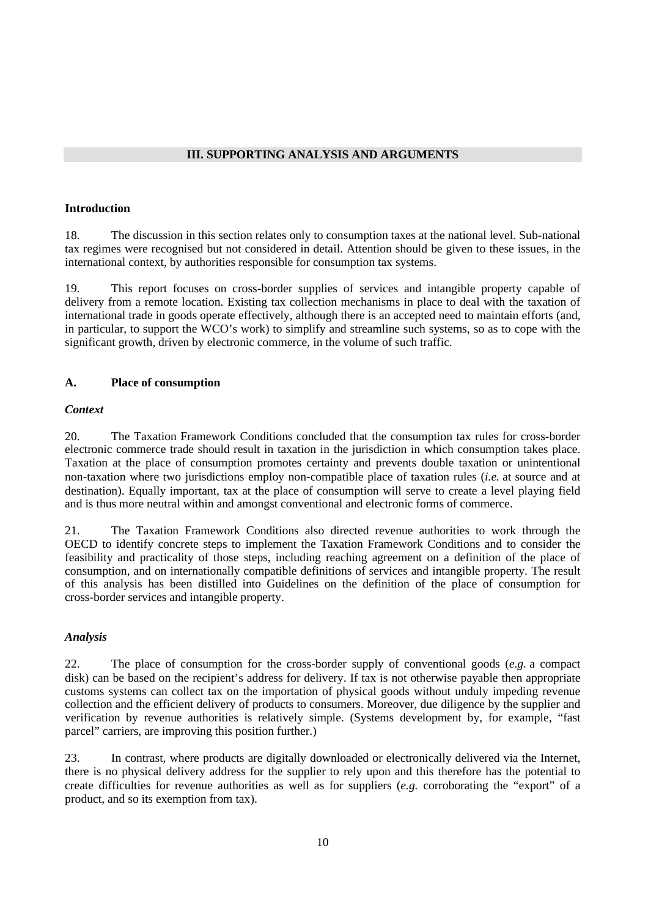## III. SUPPORTING ANALYSIS AND ARGUMENTS

**Introduction**

18. The discussion in this section relates only to consumption taxes at the national level. Sub-national tax regimes were recognised but not considered in detail. Attention should be given to these issues, in the international context, by authorities responsible for consumption tax systems.

19. This report focuses on cross-border supplies of services and intangible property capable of delivery from a remote location. Existing tax collection mechanisms in place to deal with the taxation of international trade in goods operate effectively, although there is an accepted need to maintain efforts (and, in particular, to support the WCO's work) to simplify and streamline such systems, so as to cope with the significant growth, driven by electronic commerce, in the volume of such traffic.

### A. Place of consumption

***Context***

20. The Taxation Framework Conditions concluded that the consumption tax rules for cross-border electronic commerce trade should result in taxation in the jurisdiction in which consumption takes place. Taxation at the place of consumption promotes certainty and prevents double taxation or unintentional non-taxation where two jurisdictions employ non-compatible place of taxation rules (*i.e.* at source and at destination). Equally important, tax at the place of consumption will serve to create a level playing field and is thus more neutral within and amongst conventional and electronic forms of commerce.

21. The Taxation Framework Conditions also directed revenue authorities to work through the OECD to identify concrete steps to implement the Taxation Framework Conditions and to consider the feasibility and practicality of those steps, including reaching agreement on a definition of the place of consumption, and on internationally compatible definitions of services and intangible property. The result of this analysis has been distilled into Guidelines on the definition of the place of consumption for cross-border services and intangible property.

***Analysis***

22. The place of consumption for the cross-border supply of conventional goods (*e.g.* a compact disk) can be based on the recipient's address for delivery. If tax is not otherwise payable then appropriate customs systems can collect tax on the importation of physical goods without unduly impeding revenue collection and the efficient delivery of products to consumers. Moreover, due diligence by the supplier and verification by revenue authorities is relatively simple. (Systems development by, for example, "fast parcel" carriers, are improving this position further.)

23. In contrast, where products are digitally downloaded or electronically delivered via the Internet, there is no physical delivery address for the supplier to rely upon and this therefore has the potential to create difficulties for revenue authorities as well as for suppliers (*e.g.* corroborating the "export" of a product, and so its exemption from tax).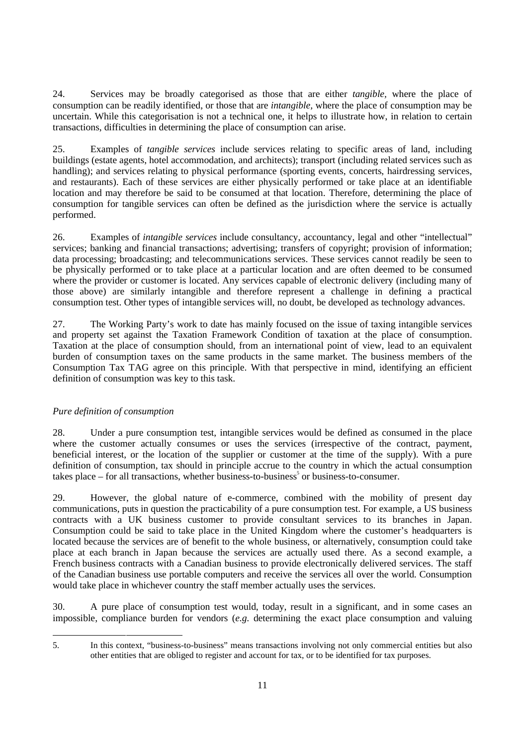24. Services may be broadly categorised as those that are either *tangible,* where the place of consumption can be readily identified, or those that are *intangible,* where the place of consumption may be uncertain. While this categorisation is not a technical one, it helps to illustrate how, in relation to certain transactions, difficulties in determining the place of consumption can arise.

25. Examples of *tangible services* include services relating to specific areas of land, including buildings (estate agents, hotel accommodation, and architects); transport (including related services such as handling); and services relating to physical performance (sporting events, concerts, hairdressing services, and restaurants). Each of these services are either physically performed or take place at an identifiable location and may therefore be said to be consumed at that location. Therefore, determining the place of consumption for tangible services can often be defined as the jurisdiction where the service is actually performed.

26. Examples of *intangible services* include consultancy, accountancy, legal and other "intellectual" services; banking and financial transactions; advertising; transfers of copyright; provision of information; data processing; broadcasting; and telecommunications services. These services cannot readily be seen to be physically performed or to take place at a particular location and are often deemed to be consumed where the provider or customer is located. Any services capable of electronic delivery (including many of those above) are similarly intangible and therefore represent a challenge in defining a practical consumption test. Other types of intangible services will, no doubt, be developed as technology advances.

27. The Working Party's work to date has mainly focused on the issue of taxing intangible services and property set against the Taxation Framework Condition of taxation at the place of consumption. Taxation at the place of consumption should, from an international point of view, lead to an equivalent burden of consumption taxes on the same products in the same market. The business members of the Consumption Tax TAG agree on this principle. With that perspective in mind, identifying an efficient definition of consumption was key to this task.

*Pure definition of consumption*

28. Under a pure consumption test, intangible services would be defined as consumed in the place where the customer actually consumes or uses the services (irrespective of the contract, payment, beneficial interest, or the location of the supplier or customer at the time of the supply). With a pure definition of consumption, tax should in principle accrue to the country in which the actual consumption takes place – for all transactions, whether business-to-business[5] or business-to-consumer.

29. However, the global nature of e-commerce, combined with the mobility of present day communications, puts in question the practicability of a pure consumption test. For example, a US business contracts with a UK business customer to provide consultant services to its branches in Japan. Consumption could be said to take place in the United Kingdom where the customer's headquarters is located because the services are of benefit to the whole business, or alternatively, consumption could take place at each branch in Japan because the services are actually used there. As a second example, a French business contracts with a Canadian business to provide electronically delivered services. The staff of the Canadian business use portable computers and receive the services all over the world. Consumption would take place in whichever country the staff member actually uses the services.

30. A pure place of consumption test would, today, result in a significant, and in some cases an impossible, compliance burden for vendors (*e.g.* determining the exact place consumption and valuing

5. In this context, "business-to-business" means transactions involving not only commercial entities but also other entities that are obliged to register and account for tax, or to be identified for tax purposes.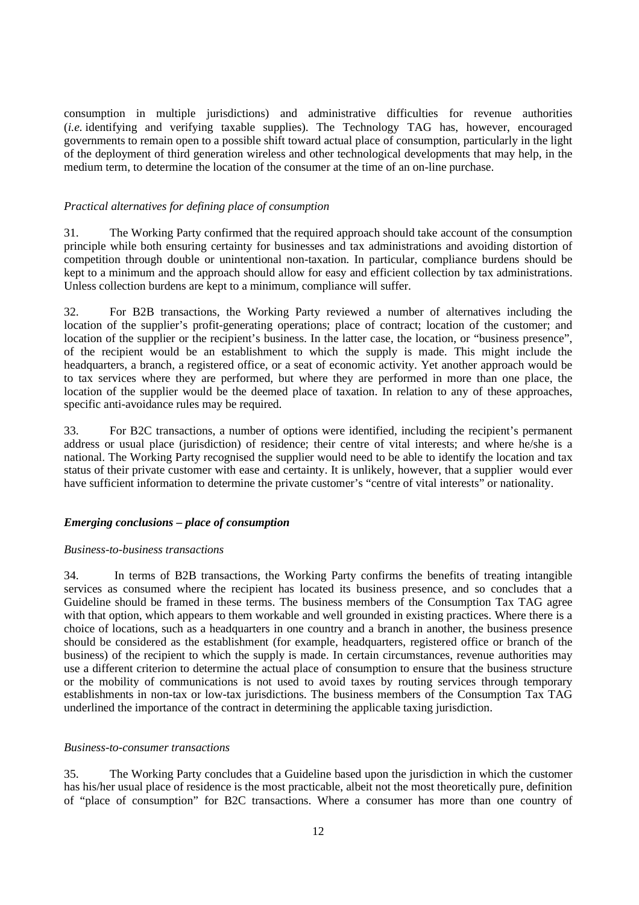consumption in multiple jurisdictions) and administrative difficulties for revenue authorities (*i.e.* identifying and verifying taxable supplies). The Technology TAG has, however, encouraged governments to remain open to a possible shift toward actual place of consumption, particularly in the light of the deployment of third generation wireless and other technological developments that may help, in the medium term, to determine the location of the consumer at the time of an on-line purchase.

*Practical alternatives for defining place of consumption*

31. The Working Party confirmed that the required approach should take account of the consumption principle while both ensuring certainty for businesses and tax administrations and avoiding distortion of competition through double or unintentional non-taxation. In particular, compliance burdens should be kept to a minimum and the approach should allow for easy and efficient collection by tax administrations. Unless collection burdens are kept to a minimum, compliance will suffer.

32. For B2B transactions, the Working Party reviewed a number of alternatives including the location of the supplier's profit-generating operations; place of contract; location of the customer; and location of the supplier or the recipient's business. In the latter case, the location, or "business presence", of the recipient would be an establishment to which the supply is made. This might include the headquarters, a branch, a registered office, or a seat of economic activity. Yet another approach would be to tax services where they are performed, but where they are performed in more than one place, the location of the supplier would be the deemed place of taxation. In relation to any of these approaches, specific anti-avoidance rules may be required.

33. For B2C transactions, a number of options were identified, including the recipient's permanent address or usual place (jurisdiction) of residence; their centre of vital interests; and where he/she is a national. The Working Party recognised the supplier would need to be able to identify the location and tax status of their private customer with ease and certainty. It is unlikely, however, that a supplier would ever have sufficient information to determine the private customer's "centre of vital interests" or nationality.

***Emerging conclusions – place of consumption***

*Business-to-business transactions*

34. In terms of B2B transactions, the Working Party confirms the benefits of treating intangible services as consumed where the recipient has located its business presence, and so concludes that a Guideline should be framed in these terms. The business members of the Consumption Tax TAG agree with that option, which appears to them workable and well grounded in existing practices. Where there is a choice of locations, such as a headquarters in one country and a branch in another, the business presence should be considered as the establishment (for example, headquarters, registered office or branch of the business) of the recipient to which the supply is made. In certain circumstances, revenue authorities may use a different criterion to determine the actual place of consumption to ensure that the business structure or the mobility of communications is not used to avoid taxes by routing services through temporary establishments in non-tax or low-tax jurisdictions. The business members of the Consumption Tax TAG underlined the importance of the contract in determining the applicable taxing jurisdiction.

*Business-to-consumer transactions*

35. The Working Party concludes that a Guideline based upon the jurisdiction in which the customer has his/her usual place of residence is the most practicable, albeit not the most theoretically pure, definition of "place of consumption" for B2C transactions. Where a consumer has more than one country of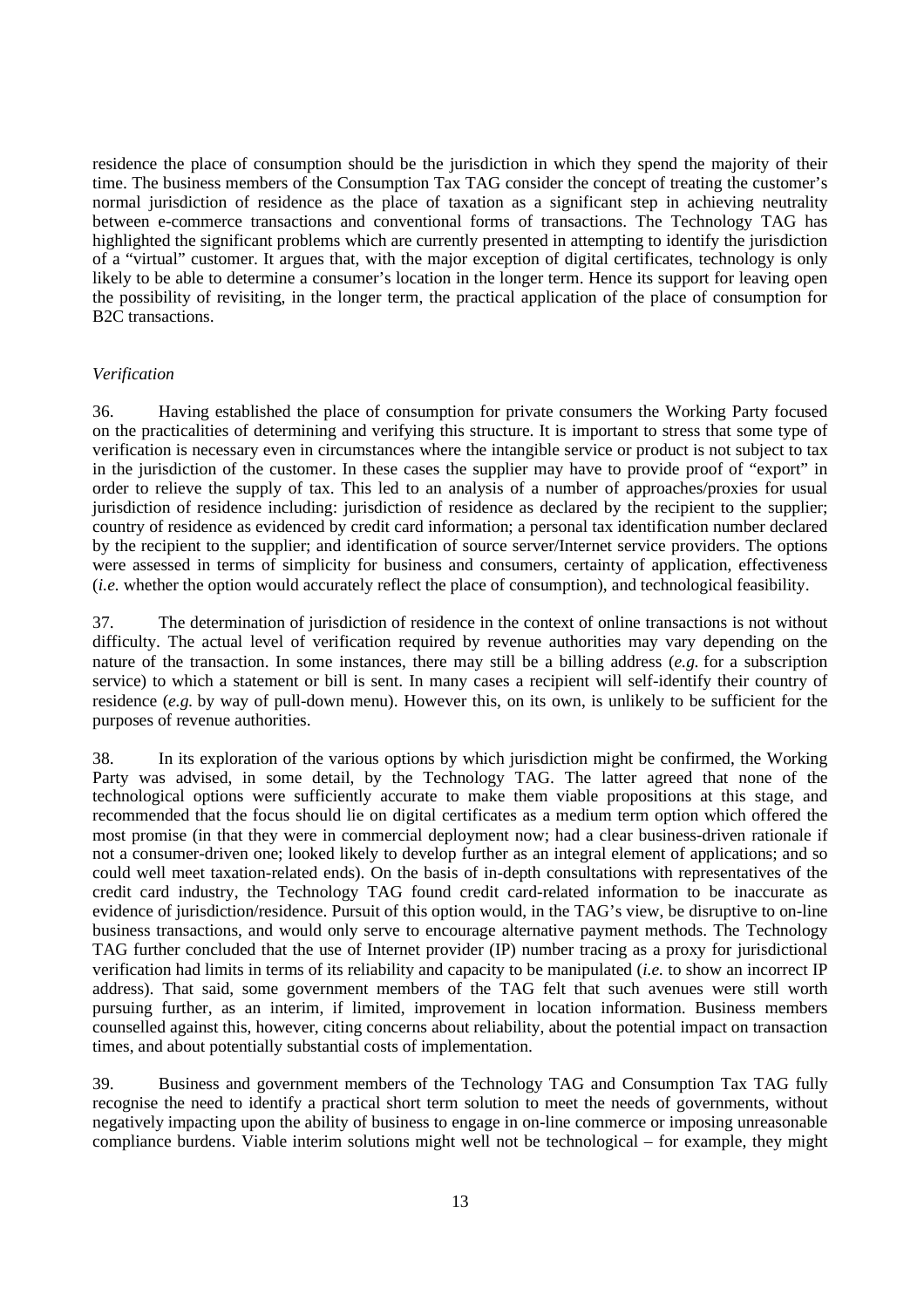residence the place of consumption should be the jurisdiction in which they spend the majority of their time. The business members of the Consumption Tax TAG consider the concept of treating the customer's normal jurisdiction of residence as the place of taxation as a significant step in achieving neutrality between e-commerce transactions and conventional forms of transactions. The Technology TAG has highlighted the significant problems which are currently presented in attempting to identify the jurisdiction of a "virtual" customer. It argues that, with the major exception of digital certificates, technology is only likely to be able to determine a consumer's location in the longer term. Hence its support for leaving open the possibility of revisiting, in the longer term, the practical application of the place of consumption for B2C transactions.

*Verification*

36. Having established the place of consumption for private consumers the Working Party focused on the practicalities of determining and verifying this structure. It is important to stress that some type of verification is necessary even in circumstances where the intangible service or product is not subject to tax in the jurisdiction of the customer. In these cases the supplier may have to provide proof of "export" in order to relieve the supply of tax. This led to an analysis of a number of approaches/proxies for usual jurisdiction of residence including: jurisdiction of residence as declared by the recipient to the supplier; country of residence as evidenced by credit card information; a personal tax identification number declared by the recipient to the supplier; and identification of source server/Internet service providers. The options were assessed in terms of simplicity for business and consumers, certainty of application, effectiveness (*i.e.* whether the option would accurately reflect the place of consumption), and technological feasibility.

37. The determination of jurisdiction of residence in the context of online transactions is not without difficulty. The actual level of verification required by revenue authorities may vary depending on the nature of the transaction. In some instances, there may still be a billing address (*e.g.* for a subscription service) to which a statement or bill is sent. In many cases a recipient will self-identify their country of residence (*e.g.* by way of pull-down menu). However this, on its own, is unlikely to be sufficient for the purposes of revenue authorities.

38. In its exploration of the various options by which jurisdiction might be confirmed, the Working Party was advised, in some detail, by the Technology TAG. The latter agreed that none of the technological options were sufficiently accurate to make them viable propositions at this stage, and recommended that the focus should lie on digital certificates as a medium term option which offered the most promise (in that they were in commercial deployment now; had a clear business-driven rationale if not a consumer-driven one; looked likely to develop further as an integral element of applications; and so could well meet taxation-related ends). On the basis of in-depth consultations with representatives of the credit card industry, the Technology TAG found credit card-related information to be inaccurate as evidence of jurisdiction/residence. Pursuit of this option would, in the TAG's view, be disruptive to on-line business transactions, and would only serve to encourage alternative payment methods. The Technology TAG further concluded that the use of Internet provider (IP) number tracing as a proxy for jurisdictional verification had limits in terms of its reliability and capacity to be manipulated (*i.e.* to show an incorrect IP address). That said, some government members of the TAG felt that such avenues were still worth pursuing further, as an interim, if limited, improvement in location information. Business members counselled against this, however, citing concerns about reliability, about the potential impact on transaction times, and about potentially substantial costs of implementation.

39. Business and government members of the Technology TAG and Consumption Tax TAG fully recognise the need to identify a practical short term solution to meet the needs of governments, without negatively impacting upon the ability of business to engage in on-line commerce or imposing unreasonable compliance burdens. Viable interim solutions might well not be technological – for example, they might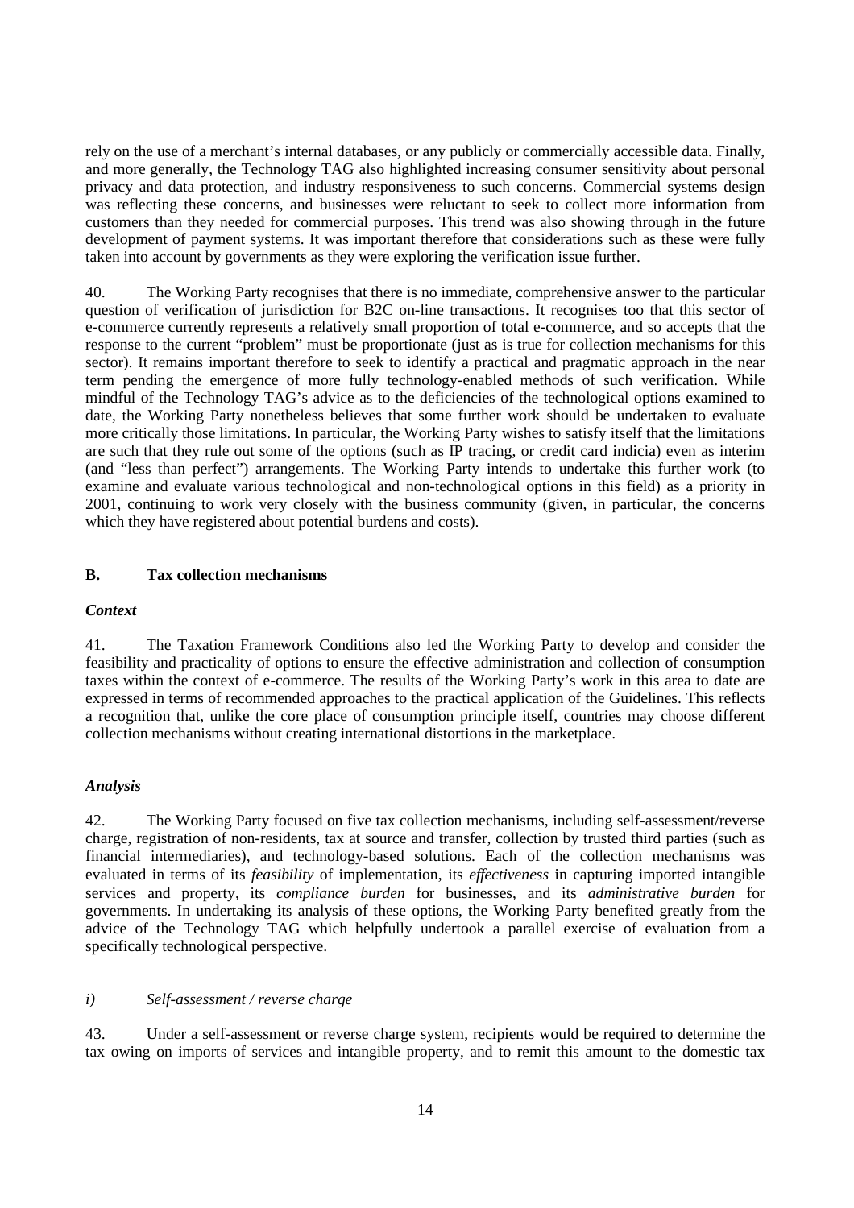rely on the use of a merchant's internal databases, or any publicly or commercially accessible data. Finally, and more generally, the Technology TAG also highlighted increasing consumer sensitivity about personal privacy and data protection, and industry responsiveness to such concerns. Commercial systems design was reflecting these concerns, and businesses were reluctant to seek to collect more information from customers than they needed for commercial purposes. This trend was also showing through in the future development of payment systems. It was important therefore that considerations such as these were fully taken into account by governments as they were exploring the verification issue further.

40. The Working Party recognises that there is no immediate, comprehensive answer to the particular question of verification of jurisdiction for B2C on-line transactions. It recognises too that this sector of e-commerce currently represents a relatively small proportion of total e-commerce, and so accepts that the response to the current "problem" must be proportionate (just as is true for collection mechanisms for this sector). It remains important therefore to seek to identify a practical and pragmatic approach in the near term pending the emergence of more fully technology-enabled methods of such verification. While mindful of the Technology TAG's advice as to the deficiencies of the technological options examined to date, the Working Party nonetheless believes that some further work should be undertaken to evaluate more critically those limitations. In particular, the Working Party wishes to satisfy itself that the limitations are such that they rule out some of the options (such as IP tracing, or credit card indicia) even as interim (and "less than perfect") arrangements. The Working Party intends to undertake this further work (to examine and evaluate various technological and non-technological options in this field) as a priority in 2001, continuing to work very closely with the business community (given, in particular, the concerns which they have registered about potential burdens and costs).

### B. Tax collection mechanisms

#### *Context*

41. The Taxation Framework Conditions also led the Working Party to develop and consider the feasibility and practicality of options to ensure the effective administration and collection of consumption taxes within the context of e-commerce. The results of the Working Party's work in this area to date are expressed in terms of recommended approaches to the practical application of the Guidelines. This reflects a recognition that, unlike the core place of consumption principle itself, countries may choose different collection mechanisms without creating international distortions in the marketplace.

#### *Analysis*

42. The Working Party focused on five tax collection mechanisms, including self-assessment/reverse charge, registration of non-residents, tax at source and transfer, collection by trusted third parties (such as financial intermediaries), and technology-based solutions. Each of the collection mechanisms was evaluated in terms of its *feasibility* of implementation, its *effectiveness* in capturing imported intangible services and property, its *compliance burden* for businesses, and its *administrative burden* for governments. In undertaking its analysis of these options, the Working Party benefited greatly from the advice of the Technology TAG which helpfully undertook a parallel exercise of evaluation from a specifically technological perspective.

##### *i) Self-assessment / reverse charge*

43. Under a self-assessment or reverse charge system, recipients would be required to determine the tax owing on imports of services and intangible property, and to remit this amount to the domestic tax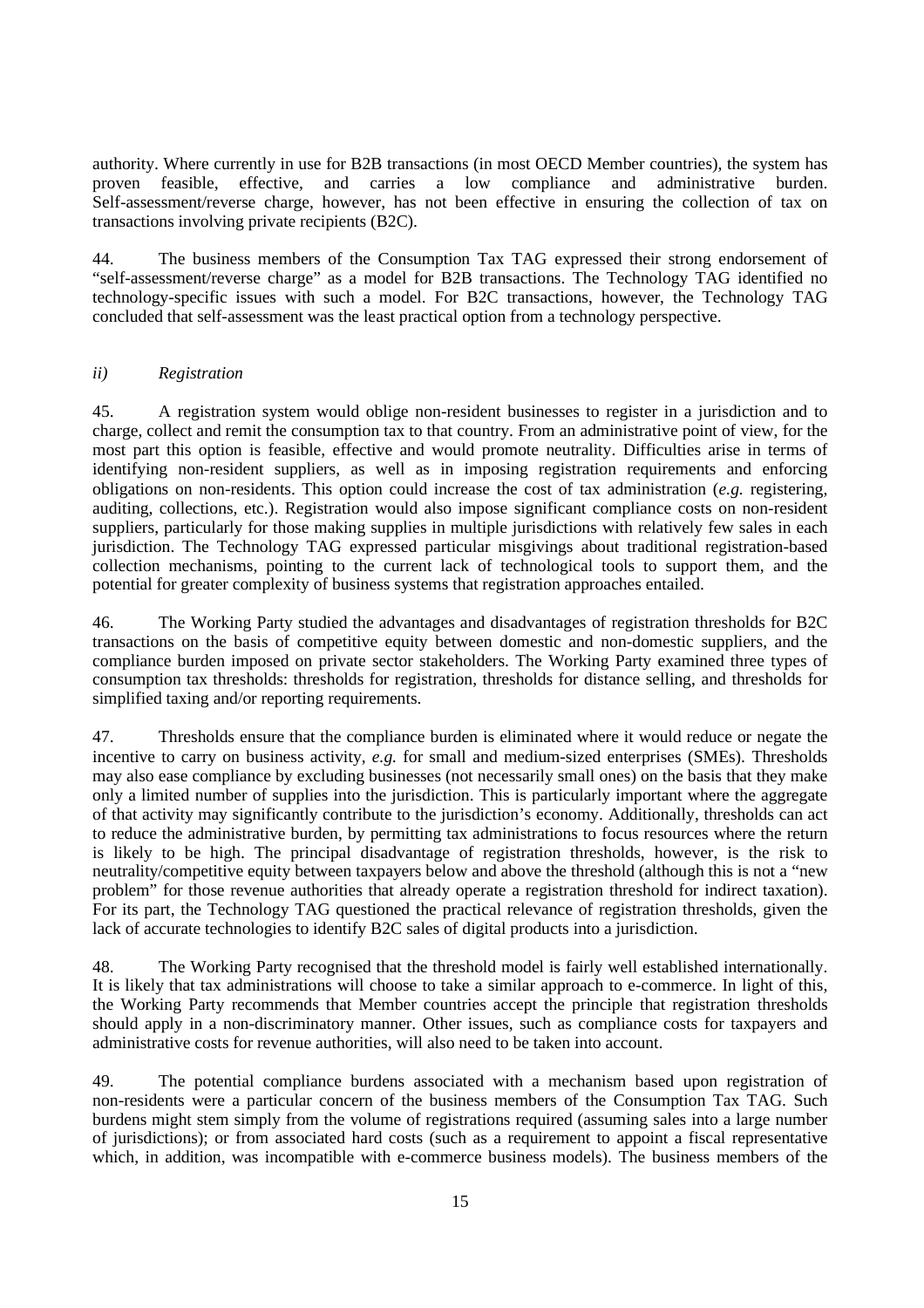authority. Where currently in use for B2B transactions (in most OECD Member countries), the system has proven feasible, effective, and carries a low compliance and administrative burden. Self-assessment/reverse charge, however, has not been effective in ensuring the collection of tax on transactions involving private recipients (B2C).

44. The business members of the Consumption Tax TAG expressed their strong endorsement of "self-assessment/reverse charge" as a model for B2B transactions. The Technology TAG identified no technology-specific issues with such a model. For B2C transactions, however, the Technology TAG concluded that self-assessment was the least practical option from a technology perspective.

*ii) Registration*

45. A registration system would oblige non-resident businesses to register in a jurisdiction and to charge, collect and remit the consumption tax to that country. From an administrative point of view, for the most part this option is feasible, effective and would promote neutrality. Difficulties arise in terms of identifying non-resident suppliers, as well as in imposing registration requirements and enforcing obligations on non-residents. This option could increase the cost of tax administration (*e.g.* registering, auditing, collections, etc.). Registration would also impose significant compliance costs on non-resident suppliers, particularly for those making supplies in multiple jurisdictions with relatively few sales in each jurisdiction. The Technology TAG expressed particular misgivings about traditional registration-based collection mechanisms, pointing to the current lack of technological tools to support them, and the potential for greater complexity of business systems that registration approaches entailed.

46. The Working Party studied the advantages and disadvantages of registration thresholds for B2C transactions on the basis of competitive equity between domestic and non-domestic suppliers, and the compliance burden imposed on private sector stakeholders. The Working Party examined three types of consumption tax thresholds: thresholds for registration, thresholds for distance selling, and thresholds for simplified taxing and/or reporting requirements.

47. Thresholds ensure that the compliance burden is eliminated where it would reduce or negate the incentive to carry on business activity, *e.g.* for small and medium-sized enterprises (SMEs). Thresholds may also ease compliance by excluding businesses (not necessarily small ones) on the basis that they make only a limited number of supplies into the jurisdiction. This is particularly important where the aggregate of that activity may significantly contribute to the jurisdiction's economy. Additionally, thresholds can act to reduce the administrative burden, by permitting tax administrations to focus resources where the return is likely to be high. The principal disadvantage of registration thresholds, however, is the risk to neutrality/competitive equity between taxpayers below and above the threshold (although this is not a "new problem" for those revenue authorities that already operate a registration threshold for indirect taxation). For its part, the Technology TAG questioned the practical relevance of registration thresholds, given the lack of accurate technologies to identify B2C sales of digital products into a jurisdiction.

48. The Working Party recognised that the threshold model is fairly well established internationally. It is likely that tax administrations will choose to take a similar approach to e-commerce. In light of this, the Working Party recommends that Member countries accept the principle that registration thresholds should apply in a non-discriminatory manner. Other issues, such as compliance costs for taxpayers and administrative costs for revenue authorities, will also need to be taken into account.

49. The potential compliance burdens associated with a mechanism based upon registration of non-residents were a particular concern of the business members of the Consumption Tax TAG. Such burdens might stem simply from the volume of registrations required (assuming sales into a large number of jurisdictions); or from associated hard costs (such as a requirement to appoint a fiscal representative which, in addition, was incompatible with e-commerce business models). The business members of the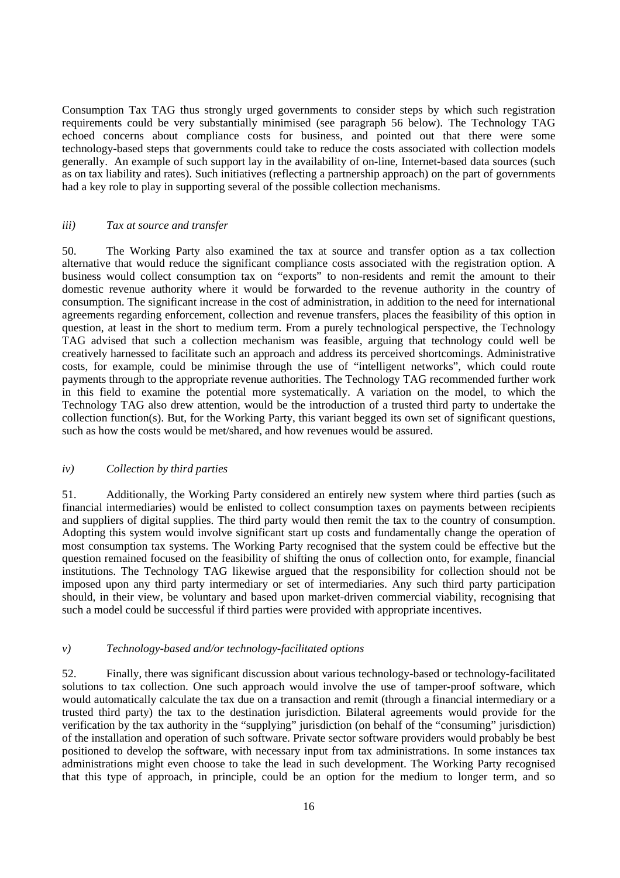Consumption Tax TAG thus strongly urged governments to consider steps by which such registration requirements could be very substantially minimised (see paragraph 56 below). The Technology TAG echoed concerns about compliance costs for business, and pointed out that there were some technology-based steps that governments could take to reduce the costs associated with collection models generally. An example of such support lay in the availability of on-line, Internet-based data sources (such as on tax liability and rates). Such initiatives (reflecting a partnership approach) on the part of governments had a key role to play in supporting several of the possible collection mechanisms.

### *iii) Tax at source and transfer*

50. The Working Party also examined the tax at source and transfer option as a tax collection alternative that would reduce the significant compliance costs associated with the registration option. A business would collect consumption tax on "exports" to non-residents and remit the amount to their domestic revenue authority where it would be forwarded to the revenue authority in the country of consumption. The significant increase in the cost of administration, in addition to the need for international agreements regarding enforcement, collection and revenue transfers, places the feasibility of this option in question, at least in the short to medium term. From a purely technological perspective, the Technology TAG advised that such a collection mechanism was feasible, arguing that technology could well be creatively harnessed to facilitate such an approach and address its perceived shortcomings. Administrative costs, for example, could be minimise through the use of "intelligent networks", which could route payments through to the appropriate revenue authorities. The Technology TAG recommended further work in this field to examine the potential more systematically. A variation on the model, to which the Technology TAG also drew attention, would be the introduction of a trusted third party to undertake the collection function(s). But, for the Working Party, this variant begged its own set of significant questions, such as how the costs would be met/shared, and how revenues would be assured.

### *iv) Collection by third parties*

51. Additionally, the Working Party considered an entirely new system where third parties (such as financial intermediaries) would be enlisted to collect consumption taxes on payments between recipients and suppliers of digital supplies. The third party would then remit the tax to the country of consumption. Adopting this system would involve significant start up costs and fundamentally change the operation of most consumption tax systems. The Working Party recognised that the system could be effective but the question remained focused on the feasibility of shifting the onus of collection onto, for example, financial institutions. The Technology TAG likewise argued that the responsibility for collection should not be imposed upon any third party intermediary or set of intermediaries. Any such third party participation should, in their view, be voluntary and based upon market-driven commercial viability, recognising that such a model could be successful if third parties were provided with appropriate incentives.

### *v) Technology-based and/or technology-facilitated options*

52. Finally, there was significant discussion about various technology-based or technology-facilitated solutions to tax collection. One such approach would involve the use of tamper-proof software, which would automatically calculate the tax due on a transaction and remit (through a financial intermediary or a trusted third party) the tax to the destination jurisdiction. Bilateral agreements would provide for the verification by the tax authority in the "supplying" jurisdiction (on behalf of the "consuming" jurisdiction) of the installation and operation of such software. Private sector software providers would probably be best positioned to develop the software, with necessary input from tax administrations. In some instances tax administrations might even choose to take the lead in such development. The Working Party recognised that this type of approach, in principle, could be an option for the medium to longer term, and so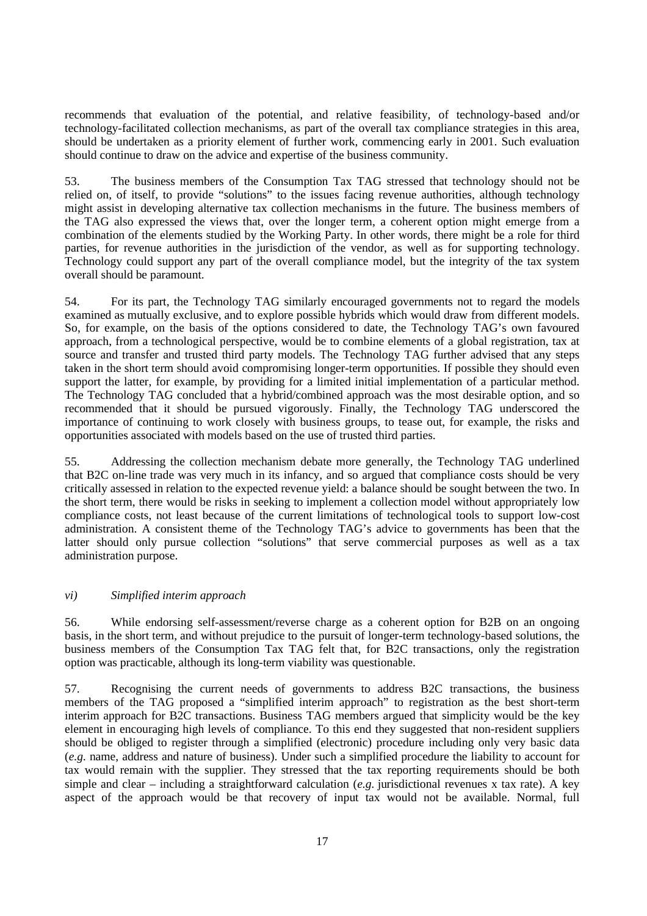recommends that evaluation of the potential, and relative feasibility, of technology-based and/or technology-facilitated collection mechanisms, as part of the overall tax compliance strategies in this area, should be undertaken as a priority element of further work, commencing early in 2001. Such evaluation should continue to draw on the advice and expertise of the business community.

53. The business members of the Consumption Tax TAG stressed that technology should not be relied on, of itself, to provide "solutions" to the issues facing revenue authorities, although technology might assist in developing alternative tax collection mechanisms in the future. The business members of the TAG also expressed the views that, over the longer term, a coherent option might emerge from a combination of the elements studied by the Working Party. In other words, there might be a role for third parties, for revenue authorities in the jurisdiction of the vendor, as well as for supporting technology. Technology could support any part of the overall compliance model, but the integrity of the tax system overall should be paramount.

54. For its part, the Technology TAG similarly encouraged governments not to regard the models examined as mutually exclusive, and to explore possible hybrids which would draw from different models. So, for example, on the basis of the options considered to date, the Technology TAG's own favoured approach, from a technological perspective, would be to combine elements of a global registration, tax at source and transfer and trusted third party models. The Technology TAG further advised that any steps taken in the short term should avoid compromising longer-term opportunities. If possible they should even support the latter, for example, by providing for a limited initial implementation of a particular method. The Technology TAG concluded that a hybrid/combined approach was the most desirable option, and so recommended that it should be pursued vigorously. Finally, the Technology TAG underscored the importance of continuing to work closely with business groups, to tease out, for example, the risks and opportunities associated with models based on the use of trusted third parties.

55. Addressing the collection mechanism debate more generally, the Technology TAG underlined that B2C on-line trade was very much in its infancy, and so argued that compliance costs should be very critically assessed in relation to the expected revenue yield: a balance should be sought between the two. In the short term, there would be risks in seeking to implement a collection model without appropriately low compliance costs, not least because of the current limitations of technological tools to support low-cost administration. A consistent theme of the Technology TAG's advice to governments has been that the latter should only pursue collection "solutions" that serve commercial purposes as well as a tax administration purpose.

*vi) Simplified interim approach*

56. While endorsing self-assessment/reverse charge as a coherent option for B2B on an ongoing basis, in the short term, and without prejudice to the pursuit of longer-term technology-based solutions, the business members of the Consumption Tax TAG felt that, for B2C transactions, only the registration option was practicable, although its long-term viability was questionable.

57. Recognising the current needs of governments to address B2C transactions, the business members of the TAG proposed a "simplified interim approach" to registration as the best short-term interim approach for B2C transactions. Business TAG members argued that simplicity would be the key element in encouraging high levels of compliance. To this end they suggested that non-resident suppliers should be obliged to register through a simplified (electronic) procedure including only very basic data (*e.g.* name, address and nature of business). Under such a simplified procedure the liability to account for tax would remain with the supplier. They stressed that the tax reporting requirements should be both simple and clear – including a straightforward calculation (*e.g.* jurisdictional revenues x tax rate). A key aspect of the approach would be that recovery of input tax would not be available. Normal, full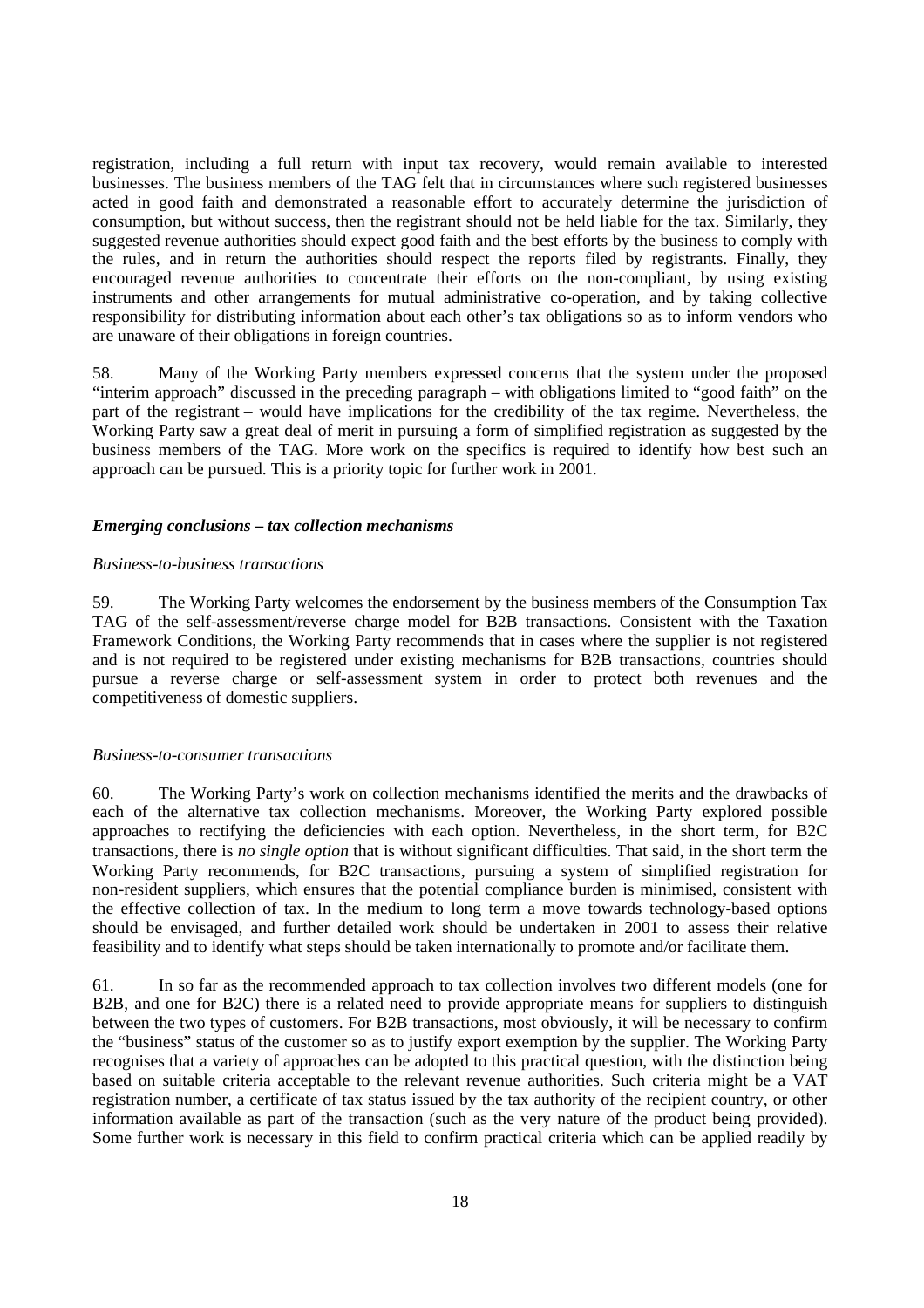registration, including a full return with input tax recovery, would remain available to interested businesses. The business members of the TAG felt that in circumstances where such registered businesses acted in good faith and demonstrated a reasonable effort to accurately determine the jurisdiction of consumption, but without success, then the registrant should not be held liable for the tax. Similarly, they suggested revenue authorities should expect good faith and the best efforts by the business to comply with the rules, and in return the authorities should respect the reports filed by registrants. Finally, they encouraged revenue authorities to concentrate their efforts on the non-compliant, by using existing instruments and other arrangements for mutual administrative co-operation, and by taking collective responsibility for distributing information about each other's tax obligations so as to inform vendors who are unaware of their obligations in foreign countries.

58. Many of the Working Party members expressed concerns that the system under the proposed "interim approach" discussed in the preceding paragraph – with obligations limited to "good faith" on the part of the registrant – would have implications for the credibility of the tax regime. Nevertheless, the Working Party saw a great deal of merit in pursuing a form of simplified registration as suggested by the business members of the TAG. More work on the specifics is required to identify how best such an approach can be pursued. This is a priority topic for further work in 2001.

### *Emerging conclusions – tax collection mechanisms*

*Business-to-business transactions*

59. The Working Party welcomes the endorsement by the business members of the Consumption Tax TAG of the self-assessment/reverse charge model for B2B transactions. Consistent with the Taxation Framework Conditions, the Working Party recommends that in cases where the supplier is not registered and is not required to be registered under existing mechanisms for B2B transactions, countries should pursue a reverse charge or self-assessment system in order to protect both revenues and the competitiveness of domestic suppliers.

*Business-to-consumer transactions*

60. The Working Party's work on collection mechanisms identified the merits and the drawbacks of each of the alternative tax collection mechanisms. Moreover, the Working Party explored possible approaches to rectifying the deficiencies with each option. Nevertheless, in the short term, for B2C transactions, there is *no single option* that is without significant difficulties. That said, in the short term the Working Party recommends, for B2C transactions, pursuing a system of simplified registration for non-resident suppliers, which ensures that the potential compliance burden is minimised, consistent with the effective collection of tax. In the medium to long term a move towards technology-based options should be envisaged, and further detailed work should be undertaken in 2001 to assess their relative feasibility and to identify what steps should be taken internationally to promote and/or facilitate them.

61. In so far as the recommended approach to tax collection involves two different models (one for B2B, and one for B2C) there is a related need to provide appropriate means for suppliers to distinguish between the two types of customers. For B2B transactions, most obviously, it will be necessary to confirm the "business" status of the customer so as to justify export exemption by the supplier. The Working Party recognises that a variety of approaches can be adopted to this practical question, with the distinction being based on suitable criteria acceptable to the relevant revenue authorities. Such criteria might be a VAT registration number, a certificate of tax status issued by the tax authority of the recipient country, or other information available as part of the transaction (such as the very nature of the product being provided). Some further work is necessary in this field to confirm practical criteria which can be applied readily by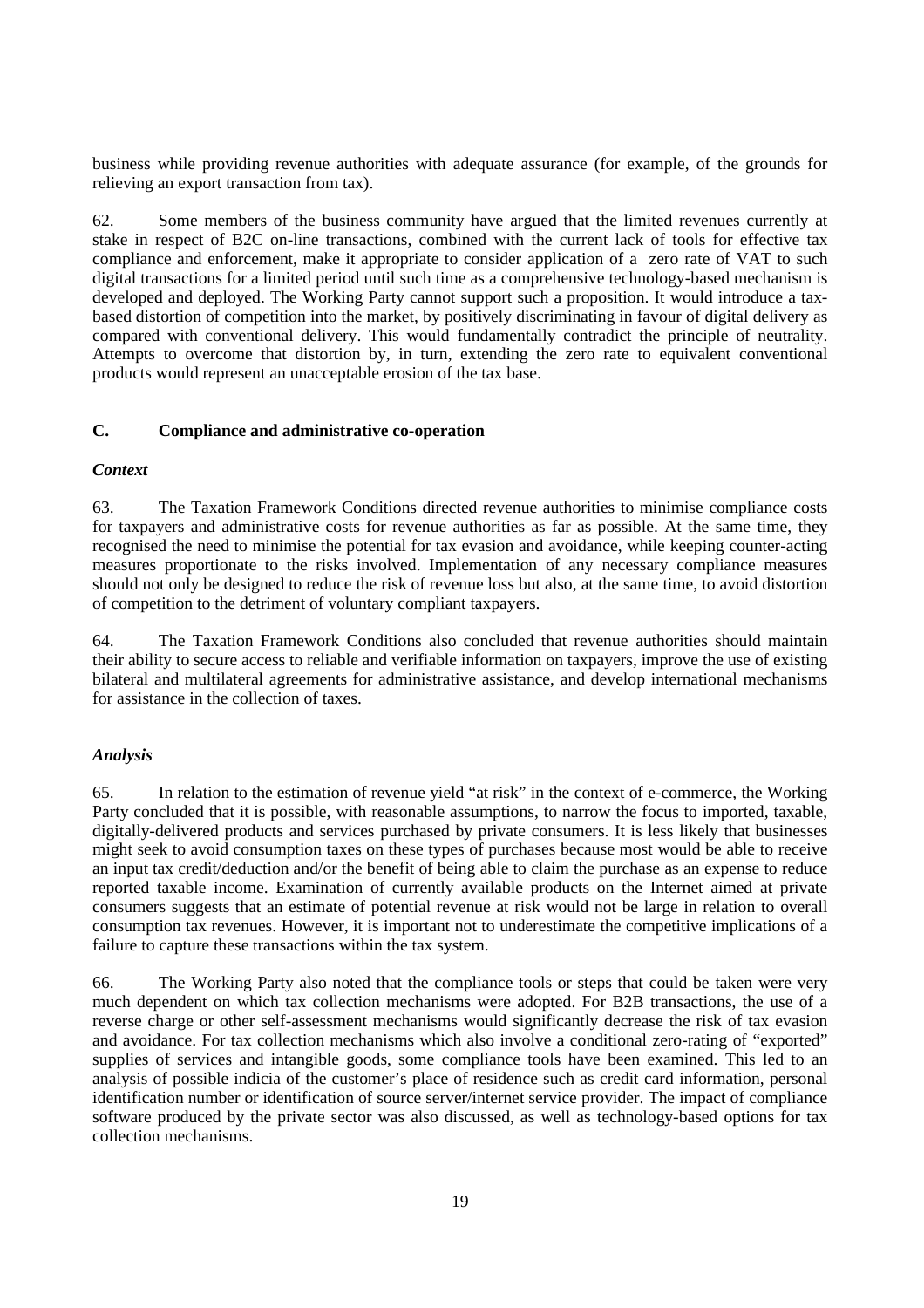business while providing revenue authorities with adequate assurance (for example, of the grounds for relieving an export transaction from tax).

62. Some members of the business community have argued that the limited revenues currently at stake in respect of B2C on-line transactions, combined with the current lack of tools for effective tax compliance and enforcement, make it appropriate to consider application of a zero rate of VAT to such digital transactions for a limited period until such time as a comprehensive technology-based mechanism is developed and deployed. The Working Party cannot support such a proposition. It would introduce a tax-based distortion of competition into the market, by positively discriminating in favour of digital delivery as compared with conventional delivery. This would fundamentally contradict the principle of neutrality. Attempts to overcome that distortion by, in turn, extending the zero rate to equivalent conventional products would represent an unacceptable erosion of the tax base.

## C. Compliance and administrative co-operation

### *Context*

63. The Taxation Framework Conditions directed revenue authorities to minimise compliance costs for taxpayers and administrative costs for revenue authorities as far as possible. At the same time, they recognised the need to minimise the potential for tax evasion and avoidance, while keeping counter-acting measures proportionate to the risks involved. Implementation of any necessary compliance measures should not only be designed to reduce the risk of revenue loss but also, at the same time, to avoid distortion of competition to the detriment of voluntary compliant taxpayers.

64. The Taxation Framework Conditions also concluded that revenue authorities should maintain their ability to secure access to reliable and verifiable information on taxpayers, improve the use of existing bilateral and multilateral agreements for administrative assistance, and develop international mechanisms for assistance in the collection of taxes.

### *Analysis*

65. In relation to the estimation of revenue yield "at risk" in the context of e-commerce, the Working Party concluded that it is possible, with reasonable assumptions, to narrow the focus to imported, taxable, digitally-delivered products and services purchased by private consumers. It is less likely that businesses might seek to avoid consumption taxes on these types of purchases because most would be able to receive an input tax credit/deduction and/or the benefit of being able to claim the purchase as an expense to reduce reported taxable income. Examination of currently available products on the Internet aimed at private consumers suggests that an estimate of potential revenue at risk would not be large in relation to overall consumption tax revenues. However, it is important not to underestimate the competitive implications of a failure to capture these transactions within the tax system.

66. The Working Party also noted that the compliance tools or steps that could be taken were very much dependent on which tax collection mechanisms were adopted. For B2B transactions, the use of a reverse charge or other self-assessment mechanisms would significantly decrease the risk of tax evasion and avoidance. For tax collection mechanisms which also involve a conditional zero-rating of "exported" supplies of services and intangible goods, some compliance tools have been examined. This led to an analysis of possible indicia of the customer's place of residence such as credit card information, personal identification number or identification of source server/internet service provider. The impact of compliance software produced by the private sector was also discussed, as well as technology-based options for tax collection mechanisms.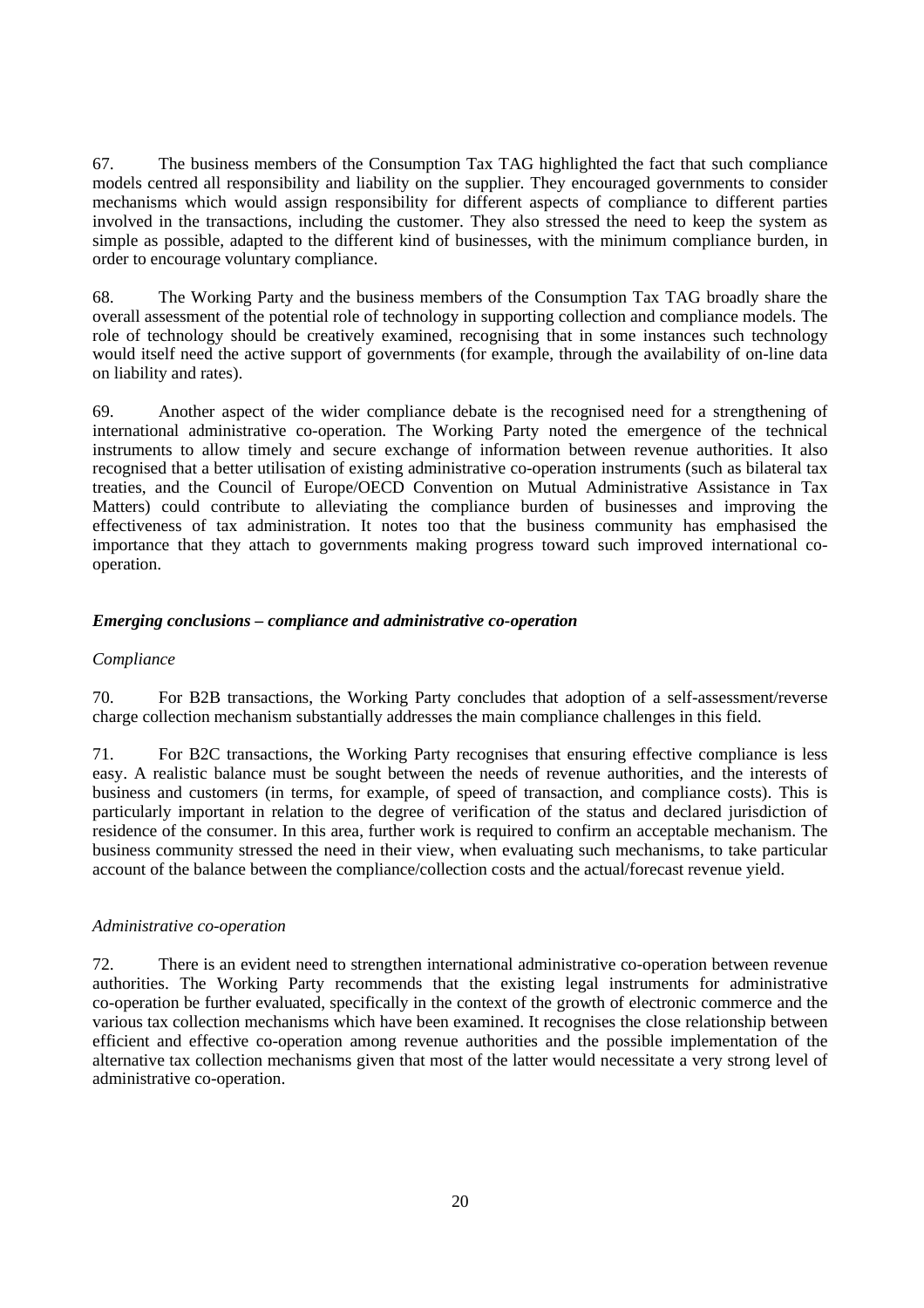67. The business members of the Consumption Tax TAG highlighted the fact that such compliance models centred all responsibility and liability on the supplier. They encouraged governments to consider mechanisms which would assign responsibility for different aspects of compliance to different parties involved in the transactions, including the customer. They also stressed the need to keep the system as simple as possible, adapted to the different kind of businesses, with the minimum compliance burden, in order to encourage voluntary compliance.

68. The Working Party and the business members of the Consumption Tax TAG broadly share the overall assessment of the potential role of technology in supporting collection and compliance models. The role of technology should be creatively examined, recognising that in some instances such technology would itself need the active support of governments (for example, through the availability of on-line data on liability and rates).

69. Another aspect of the wider compliance debate is the recognised need for a strengthening of international administrative co-operation. The Working Party noted the emergence of the technical instruments to allow timely and secure exchange of information between revenue authorities. It also recognised that a better utilisation of existing administrative co-operation instruments (such as bilateral tax treaties, and the Council of Europe/OECD Convention on Mutual Administrative Assistance in Tax Matters) could contribute to alleviating the compliance burden of businesses and improving the effectiveness of tax administration. It notes too that the business community has emphasised the importance that they attach to governments making progress toward such improved international co-operation.

### *Emerging conclusions – compliance and administrative co-operation*

*Compliance*

70. For B2B transactions, the Working Party concludes that adoption of a self-assessment/reverse charge collection mechanism substantially addresses the main compliance challenges in this field.

71. For B2C transactions, the Working Party recognises that ensuring effective compliance is less easy. A realistic balance must be sought between the needs of revenue authorities, and the interests of business and customers (in terms, for example, of speed of transaction, and compliance costs). This is particularly important in relation to the degree of verification of the status and declared jurisdiction of residence of the consumer. In this area, further work is required to confirm an acceptable mechanism. The business community stressed the need in their view, when evaluating such mechanisms, to take particular account of the balance between the compliance/collection costs and the actual/forecast revenue yield.

*Administrative co-operation*

72. There is an evident need to strengthen international administrative co-operation between revenue authorities. The Working Party recommends that the existing legal instruments for administrative co-operation be further evaluated, specifically in the context of the growth of electronic commerce and the various tax collection mechanisms which have been examined. It recognises the close relationship between efficient and effective co-operation among revenue authorities and the possible implementation of the alternative tax collection mechanisms given that most of the latter would necessitate a very strong level of administrative co-operation.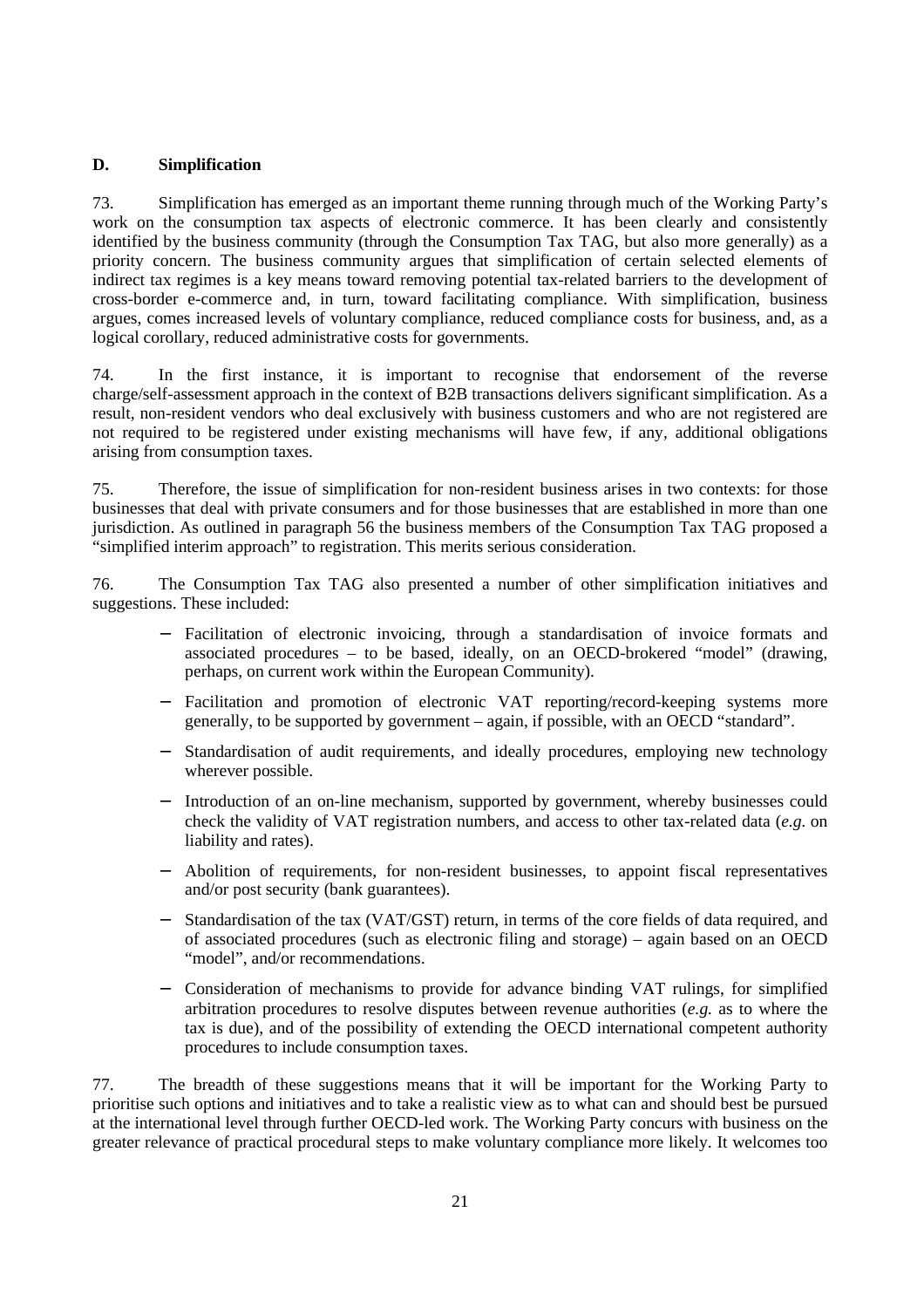## D. Simplification

73. Simplification has emerged as an important theme running through much of the Working Party's work on the consumption tax aspects of electronic commerce. It has been clearly and consistently identified by the business community (through the Consumption Tax TAG, but also more generally) as a priority concern. The business community argues that simplification of certain selected elements of indirect tax regimes is a key means toward removing potential tax-related barriers to the development of cross-border e-commerce and, in turn, toward facilitating compliance. With simplification, business argues, comes increased levels of voluntary compliance, reduced compliance costs for business, and, as a logical corollary, reduced administrative costs for governments.

74. In the first instance, it is important to recognise that endorsement of the reverse charge/self-assessment approach in the context of B2B transactions delivers significant simplification. As a result, non-resident vendors who deal exclusively with business customers and who are not registered are not required to be registered under existing mechanisms will have few, if any, additional obligations arising from consumption taxes.

75. Therefore, the issue of simplification for non-resident business arises in two contexts: for those businesses that deal with private consumers and for those businesses that are established in more than one jurisdiction. As outlined in paragraph 56 the business members of the Consumption Tax TAG proposed a "simplified interim approach" to registration. This merits serious consideration.

76. The Consumption Tax TAG also presented a number of other simplification initiatives and suggestions. These included:

- Facilitation of electronic invoicing, through a standardisation of invoice formats and associated procedures – to be based, ideally, on an OECD-brokered "model" (drawing, perhaps, on current work within the European Community).
- Facilitation and promotion of electronic VAT reporting/record-keeping systems more generally, to be supported by government – again, if possible, with an OECD "standard".
- Standardisation of audit requirements, and ideally procedures, employing new technology wherever possible.
- Introduction of an on-line mechanism, supported by government, whereby businesses could check the validity of VAT registration numbers, and access to other tax-related data (*e.g.* on liability and rates).
- Abolition of requirements, for non-resident businesses, to appoint fiscal representatives and/or post security (bank guarantees).
- Standardisation of the tax (VAT/GST) return, in terms of the core fields of data required, and of associated procedures (such as electronic filing and storage) – again based on an OECD "model", and/or recommendations.
- Consideration of mechanisms to provide for advance binding VAT rulings, for simplified arbitration procedures to resolve disputes between revenue authorities (*e.g.* as to where the tax is due), and of the possibility of extending the OECD international competent authority procedures to include consumption taxes.

77. The breadth of these suggestions means that it will be important for the Working Party to prioritise such options and initiatives and to take a realistic view as to what can and should best be pursued at the international level through further OECD-led work. The Working Party concurs with business on the greater relevance of practical procedural steps to make voluntary compliance more likely. It welcomes too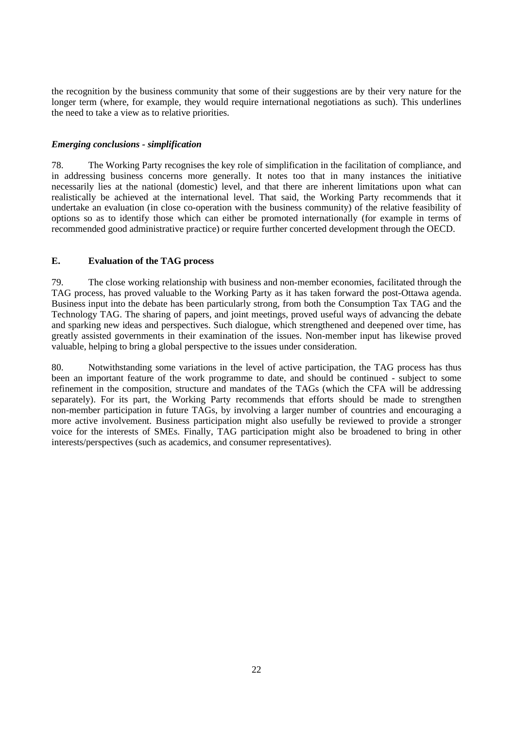the recognition by the business community that some of their suggestions are by their very nature for the longer term (where, for example, they would require international negotiations as such). This underlines the need to take a view as to relative priorities.

### *Emerging conclusions - simplification*

78. The Working Party recognises the key role of simplification in the facilitation of compliance, and in addressing business concerns more generally. It notes too that in many instances the initiative necessarily lies at the national (domestic) level, and that there are inherent limitations upon what can realistically be achieved at the international level. That said, the Working Party recommends that it undertake an evaluation (in close co-operation with the business community) of the relative feasibility of options so as to identify those which can either be promoted internationally (for example in terms of recommended good administrative practice) or require further concerted development through the OECD.

## E. Evaluation of the TAG process

79. The close working relationship with business and non-member economies, facilitated through the TAG process, has proved valuable to the Working Party as it has taken forward the post-Ottawa agenda. Business input into the debate has been particularly strong, from both the Consumption Tax TAG and the Technology TAG. The sharing of papers, and joint meetings, proved useful ways of advancing the debate and sparking new ideas and perspectives. Such dialogue, which strengthened and deepened over time, has greatly assisted governments in their examination of the issues. Non-member input has likewise proved valuable, helping to bring a global perspective to the issues under consideration.

80. Notwithstanding some variations in the level of active participation, the TAG process has thus been an important feature of the work programme to date, and should be continued - subject to some refinement in the composition, structure and mandates of the TAGs (which the CFA will be addressing separately). For its part, the Working Party recommends that efforts should be made to strengthen non-member participation in future TAGs, by involving a larger number of countries and encouraging a more active involvement. Business participation might also usefully be reviewed to provide a stronger voice for the interests of SMEs. Finally, TAG participation might also be broadened to bring in other interests/perspectives (such as academics, and consumer representatives).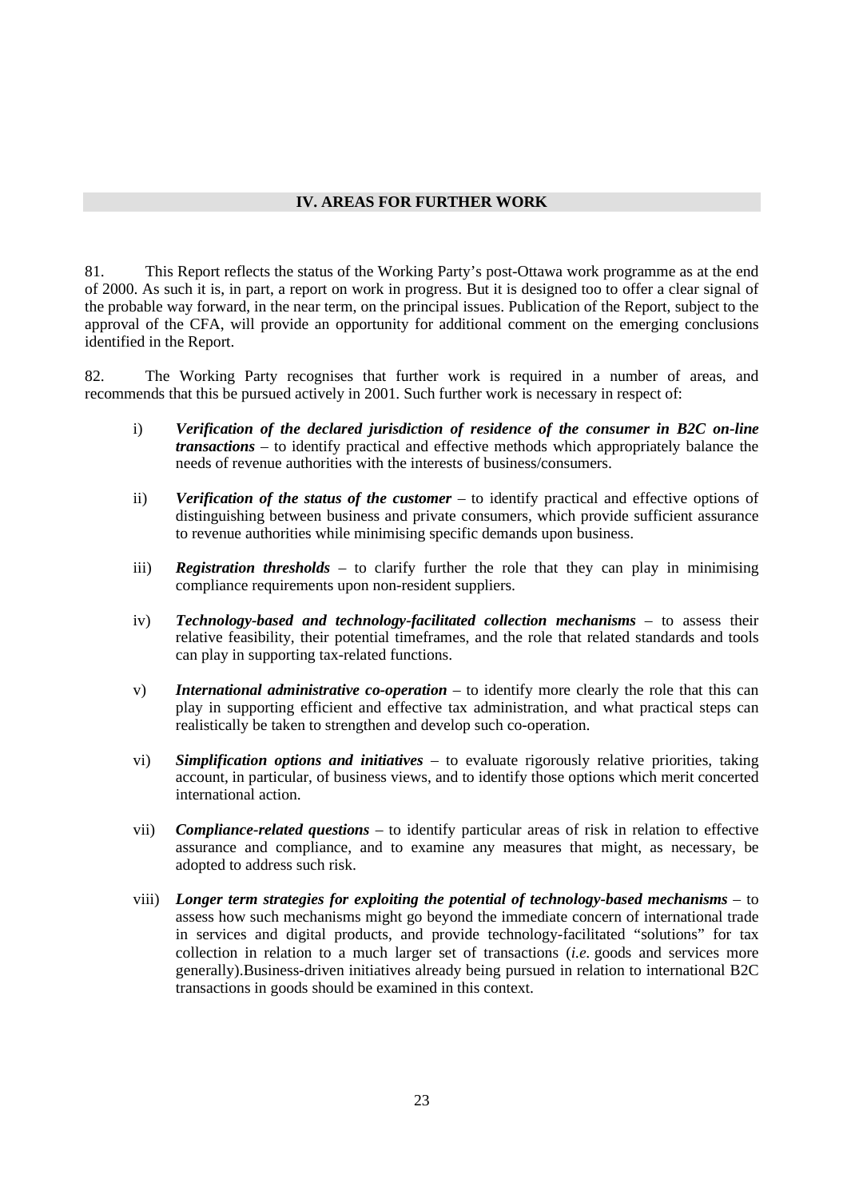## IV. AREAS FOR FURTHER WORK

81. This Report reflects the status of the Working Party's post-Ottawa work programme as at the end of 2000. As such it is, in part, a report on work in progress. But it is designed too to offer a clear signal of the probable way forward, in the near term, on the principal issues. Publication of the Report, subject to the approval of the CFA, will provide an opportunity for additional comment on the emerging conclusions identified in the Report.

82. The Working Party recognises that further work is required in a number of areas, and recommends that this be pursued actively in 2001. Such further work is necessary in respect of:

i) ***Verification of the declared jurisdiction of residence of the consumer in B2C on-line transactions*** – to identify practical and effective methods which appropriately balance the needs of revenue authorities with the interests of business/consumers.

ii) ***Verification of the status of the customer*** – to identify practical and effective options of distinguishing between business and private consumers, which provide sufficient assurance to revenue authorities while minimising specific demands upon business.

iii) ***Registration thresholds*** – to clarify further the role that they can play in minimising compliance requirements upon non-resident suppliers.

iv) ***Technology-based and technology-facilitated collection mechanisms*** – to assess their relative feasibility, their potential timeframes, and the role that related standards and tools can play in supporting tax-related functions.

v) ***International administrative co-operation*** – to identify more clearly the role that this can play in supporting efficient and effective tax administration, and what practical steps can realistically be taken to strengthen and develop such co-operation.

vi) ***Simplification options and initiatives*** – to evaluate rigorously relative priorities, taking account, in particular, of business views, and to identify those options which merit concerted international action.

vii) ***Compliance-related questions*** – to identify particular areas of risk in relation to effective assurance and compliance, and to examine any measures that might, as necessary, be adopted to address such risk.

viii) ***Longer term strategies for exploiting the potential of technology-based mechanisms*** – to assess how such mechanisms might go beyond the immediate concern of international trade in services and digital products, and provide technology-facilitated "solutions" for tax collection in relation to a much larger set of transactions (*i.e.* goods and services more generally).Business-driven initiatives already being pursued in relation to international B2C transactions in goods should be examined in this context.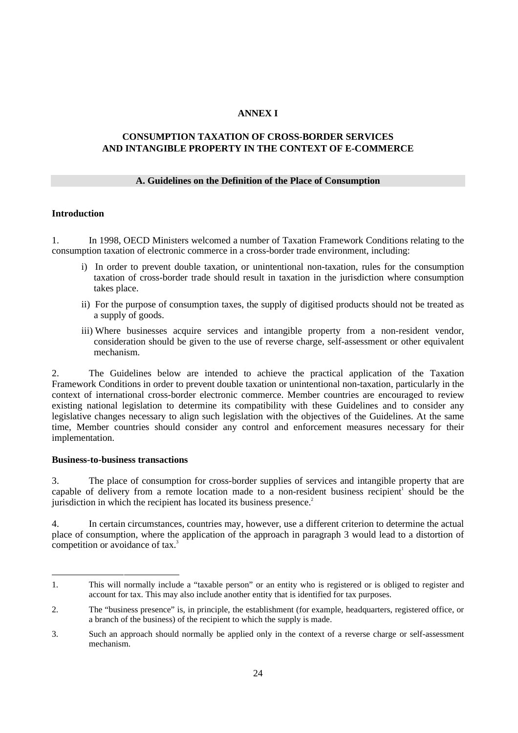# ANNEX I

## CONSUMPTION TAXATION OF CROSS-BORDER SERVICES AND INTANGIBLE PROPERTY IN THE CONTEXT OF E-COMMERCE

### A. Guidelines on the Definition of the Place of Consumption

**Introduction**

1. In 1998, OECD Ministers welcomed a number of Taxation Framework Conditions relating to the consumption taxation of electronic commerce in a cross-border trade environment, including:

   i) In order to prevent double taxation, or unintentional non-taxation, rules for the consumption taxation of cross-border trade should result in taxation in the jurisdiction where consumption takes place.

   ii) For the purpose of consumption taxes, the supply of digitised products should not be treated as a supply of goods.

   iii) Where businesses acquire services and intangible property from a non-resident vendor, consideration should be given to the use of reverse charge, self-assessment or other equivalent mechanism.

2. The Guidelines below are intended to achieve the practical application of the Taxation Framework Conditions in order to prevent double taxation or unintentional non-taxation, particularly in the context of international cross-border electronic commerce. Member countries are encouraged to review existing national legislation to determine its compatibility with these Guidelines and to consider any legislative changes necessary to align such legislation with the objectives of the Guidelines. At the same time, Member countries should consider any control and enforcement measures necessary for their implementation.

**Business-to-business transactions**

3. The place of consumption for cross-border supplies of services and intangible property that are capable of delivery from a remote location made to a non-resident business recipient[1] should be the jurisdiction in which the recipient has located its business presence.[2]

4. In certain circumstances, countries may, however, use a different criterion to determine the actual place of consumption, where the application of the approach in paragraph 3 would lead to a distortion of competition or avoidance of tax.[3]

---

1. This will normally include a "taxable person" or an entity who is registered or is obliged to register and account for tax. This may also include another entity that is identified for tax purposes.

2. The "business presence" is, in principle, the establishment (for example, headquarters, registered office, or a branch of the business) of the recipient to which the supply is made.

3. Such an approach should normally be applied only in the context of a reverse charge or self-assessment mechanism.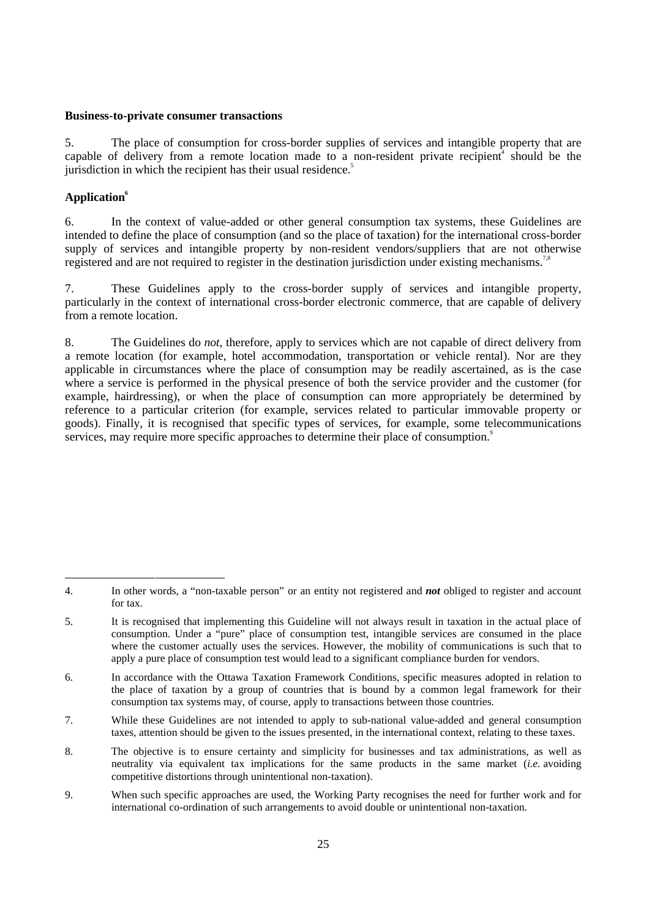**Business-to-private consumer transactions**

5. The place of consumption for cross-border supplies of services and intangible property that are capable of delivery from a remote location made to a non-resident private recipient[4] should be the jurisdiction in which the recipient has their usual residence.[5]

**Application[6]**

6. In the context of value-added or other general consumption tax systems, these Guidelines are intended to define the place of consumption (and so the place of taxation) for the international cross-border supply of services and intangible property by non-resident vendors/suppliers that are not otherwise registered and are not required to register in the destination jurisdiction under existing mechanisms.[7,8]

7. These Guidelines apply to the cross-border supply of services and intangible property, particularly in the context of international cross-border electronic commerce, that are capable of delivery from a remote location.

8. The Guidelines do *not*, therefore, apply to services which are not capable of direct delivery from a remote location (for example, hotel accommodation, transportation or vehicle rental). Nor are they applicable in circumstances where the place of consumption may be readily ascertained, as is the case where a service is performed in the physical presence of both the service provider and the customer (for example, hairdressing), or when the place of consumption can more appropriately be determined by reference to a particular criterion (for example, services related to particular immovable property or goods). Finally, it is recognised that specific types of services, for example, some telecommunications services, may require more specific approaches to determine their place of consumption.[9]

---

4. In other words, a "non-taxable person" or an entity not registered and ***not*** obliged to register and account for tax.

5. It is recognised that implementing this Guideline will not always result in taxation in the actual place of consumption. Under a "pure" place of consumption test, intangible services are consumed in the place where the customer actually uses the services. However, the mobility of communications is such that to apply a pure place of consumption test would lead to a significant compliance burden for vendors.

6. In accordance with the Ottawa Taxation Framework Conditions, specific measures adopted in relation to the place of taxation by a group of countries that is bound by a common legal framework for their consumption tax systems may, of course, apply to transactions between those countries.

7. While these Guidelines are not intended to apply to sub-national value-added and general consumption taxes, attention should be given to the issues presented, in the international context, relating to these taxes.

8. The objective is to ensure certainty and simplicity for businesses and tax administrations, as well as neutrality via equivalent tax implications for the same products in the same market (*i.e.* avoiding competitive distortions through unintentional non-taxation).

9. When such specific approaches are used, the Working Party recognises the need for further work and for international co-ordination of such arrangements to avoid double or unintentional non-taxation.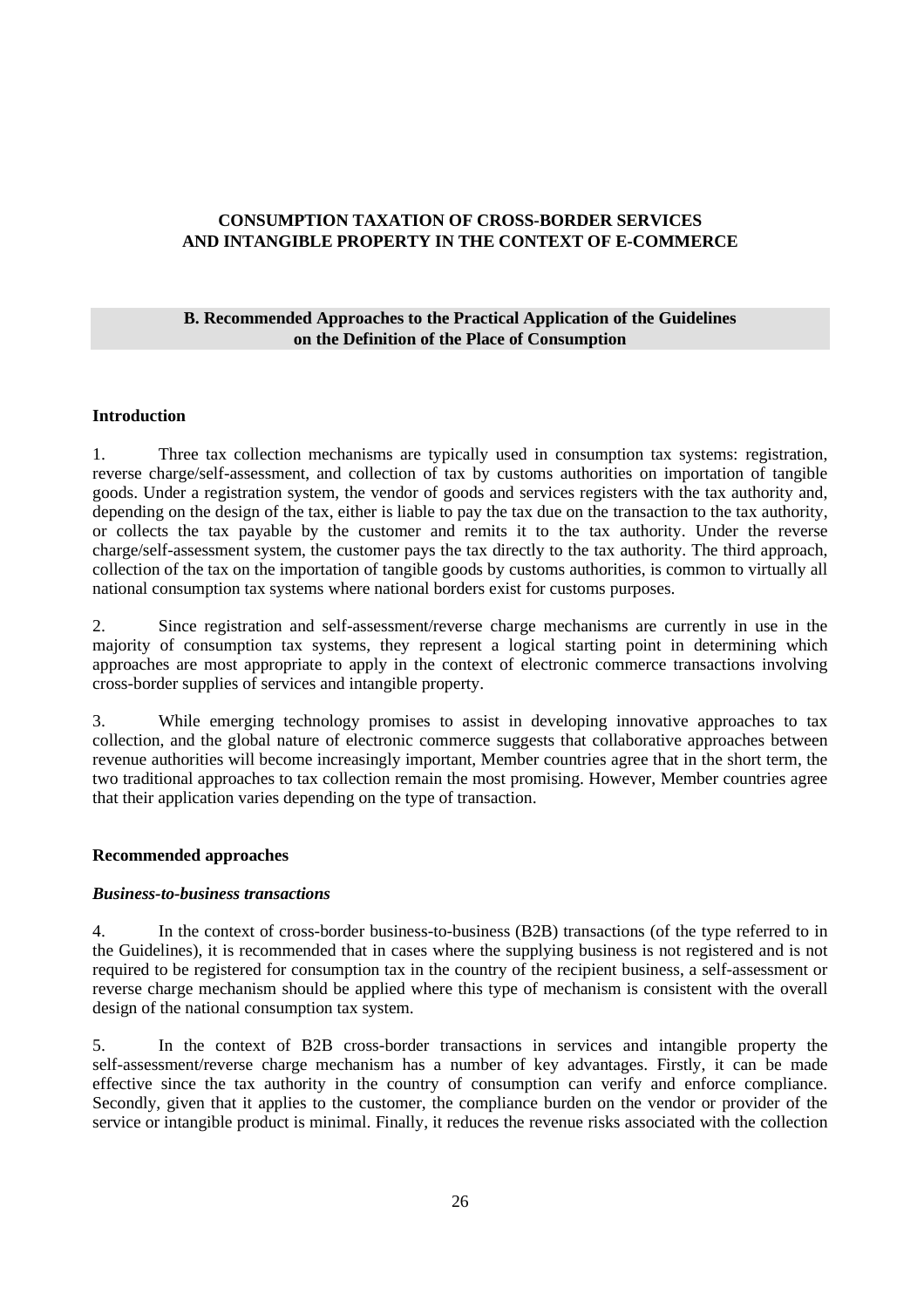## CONSUMPTION TAXATION OF CROSS-BORDER SERVICES AND INTANGIBLE PROPERTY IN THE CONTEXT OF E-COMMERCE

### B. Recommended Approaches to the Practical Application of the Guidelines on the Definition of the Place of Consumption

#### Introduction

1. Three tax collection mechanisms are typically used in consumption tax systems: registration, reverse charge/self-assessment, and collection of tax by customs authorities on importation of tangible goods. Under a registration system, the vendor of goods and services registers with the tax authority and, depending on the design of the tax, either is liable to pay the tax due on the transaction to the tax authority, or collects the tax payable by the customer and remits it to the tax authority. Under the reverse charge/self-assessment system, the customer pays the tax directly to the tax authority. The third approach, collection of the tax on the importation of tangible goods by customs authorities, is common to virtually all national consumption tax systems where national borders exist for customs purposes.

2. Since registration and self-assessment/reverse charge mechanisms are currently in use in the majority of consumption tax systems, they represent a logical starting point in determining which approaches are most appropriate to apply in the context of electronic commerce transactions involving cross-border supplies of services and intangible property.

3. While emerging technology promises to assist in developing innovative approaches to tax collection, and the global nature of electronic commerce suggests that collaborative approaches between revenue authorities will become increasingly important, Member countries agree that in the short term, the two traditional approaches to tax collection remain the most promising. However, Member countries agree that their application varies depending on the type of transaction.

#### Recommended approaches

##### *Business-to-business transactions*

4. In the context of cross-border business-to-business (B2B) transactions (of the type referred to in the Guidelines), it is recommended that in cases where the supplying business is not registered and is not required to be registered for consumption tax in the country of the recipient business, a self-assessment or reverse charge mechanism should be applied where this type of mechanism is consistent with the overall design of the national consumption tax system.

5. In the context of B2B cross-border transactions in services and intangible property the self-assessment/reverse charge mechanism has a number of key advantages. Firstly, it can be made effective since the tax authority in the country of consumption can verify and enforce compliance. Secondly, given that it applies to the customer, the compliance burden on the vendor or provider of the service or intangible product is minimal. Finally, it reduces the revenue risks associated with the collection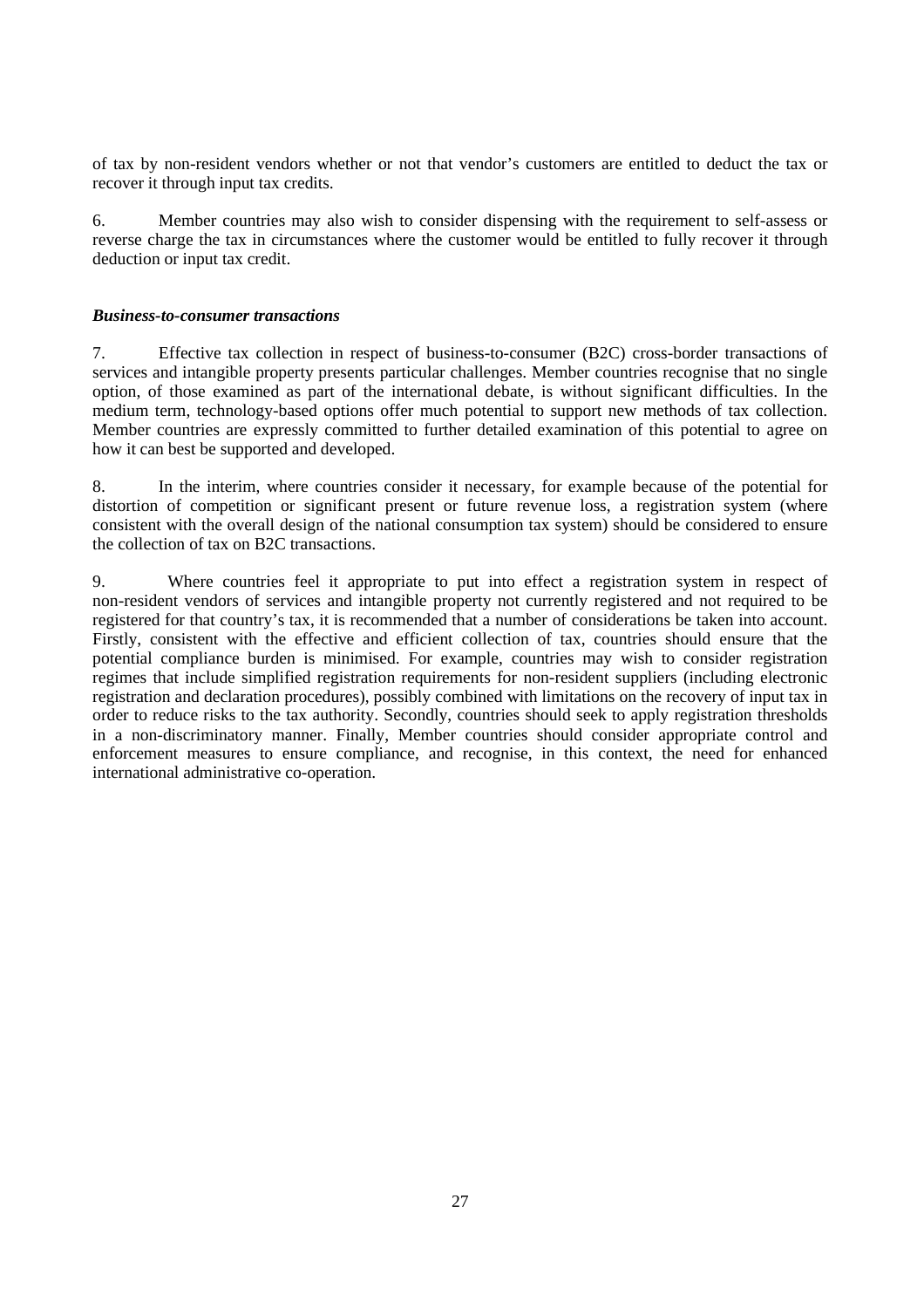of tax by non-resident vendors whether or not that vendor's customers are entitled to deduct the tax or recover it through input tax credits.

6. Member countries may also wish to consider dispensing with the requirement to self-assess or reverse charge the tax in circumstances where the customer would be entitled to fully recover it through deduction or input tax credit.

***Business-to-consumer transactions***

7. Effective tax collection in respect of business-to-consumer (B2C) cross-border transactions of services and intangible property presents particular challenges. Member countries recognise that no single option, of those examined as part of the international debate, is without significant difficulties. In the medium term, technology-based options offer much potential to support new methods of tax collection. Member countries are expressly committed to further detailed examination of this potential to agree on how it can best be supported and developed.

8. In the interim, where countries consider it necessary, for example because of the potential for distortion of competition or significant present or future revenue loss, a registration system (where consistent with the overall design of the national consumption tax system) should be considered to ensure the collection of tax on B2C transactions.

9. Where countries feel it appropriate to put into effect a registration system in respect of non-resident vendors of services and intangible property not currently registered and not required to be registered for that country's tax, it is recommended that a number of considerations be taken into account. Firstly, consistent with the effective and efficient collection of tax, countries should ensure that the potential compliance burden is minimised. For example, countries may wish to consider registration regimes that include simplified registration requirements for non-resident suppliers (including electronic registration and declaration procedures), possibly combined with limitations on the recovery of input tax in order to reduce risks to the tax authority. Secondly, countries should seek to apply registration thresholds in a non-discriminatory manner. Finally, Member countries should consider appropriate control and enforcement measures to ensure compliance, and recognise, in this context, the need for enhanced international administrative co-operation.